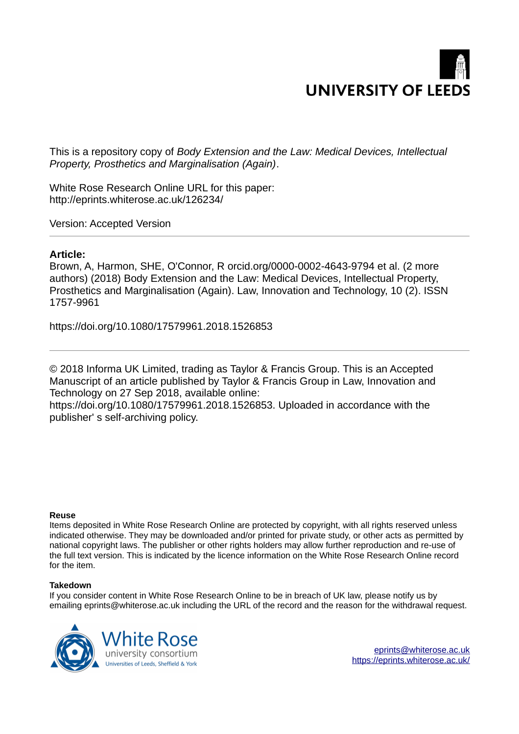UNIVERSITY OF LEEDS

This is a repository copy of *Body Extension and the Law: Medical Devices, Intellectual Property, Prosthetics and Marginalisation (Again)*.

White Rose Research Online URL for this paper:
http://eprints.whiterose.ac.uk/126234/

Version: Accepted Version

---

**Article:**

Brown, A, Harmon, SHE, O'Connor, R orcid.org/0000-0002-4643-9794 et al. (2 more authors) (2018) Body Extension and the Law: Medical Devices, Intellectual Property, Prosthetics and Marginalisation (Again). Law, Innovation and Technology, 10 (2). ISSN 1757-9961

https://doi.org/10.1080/17579961.2018.1526853

---

© 2018 Informa UK Limited, trading as Taylor & Francis Group. This is an Accepted Manuscript of an article published by Taylor & Francis Group in Law, Innovation and Technology on 27 Sep 2018, available online: https://doi.org/10.1080/17579961.2018.1526853. Uploaded in accordance with the publisher' s self-archiving policy.

**Reuse**

Items deposited in White Rose Research Online are protected by copyright, with all rights reserved unless indicated otherwise. They may be downloaded and/or printed for private study, or other acts as permitted by national copyright laws. The publisher or other rights holders may allow further reproduction and re-use of the full text version. This is indicated by the licence information on the White Rose Research Online record for the item.

**Takedown**

If you consider content in White Rose Research Online to be in breach of UK law, please notify us by emailing eprints@whiterose.ac.uk including the URL of the record and the reason for the withdrawal request.

White Rose
university consortium
Universities of Leeds, Sheffield & York

eprints@whiterose.ac.uk
https://eprints.whiterose.ac.uk/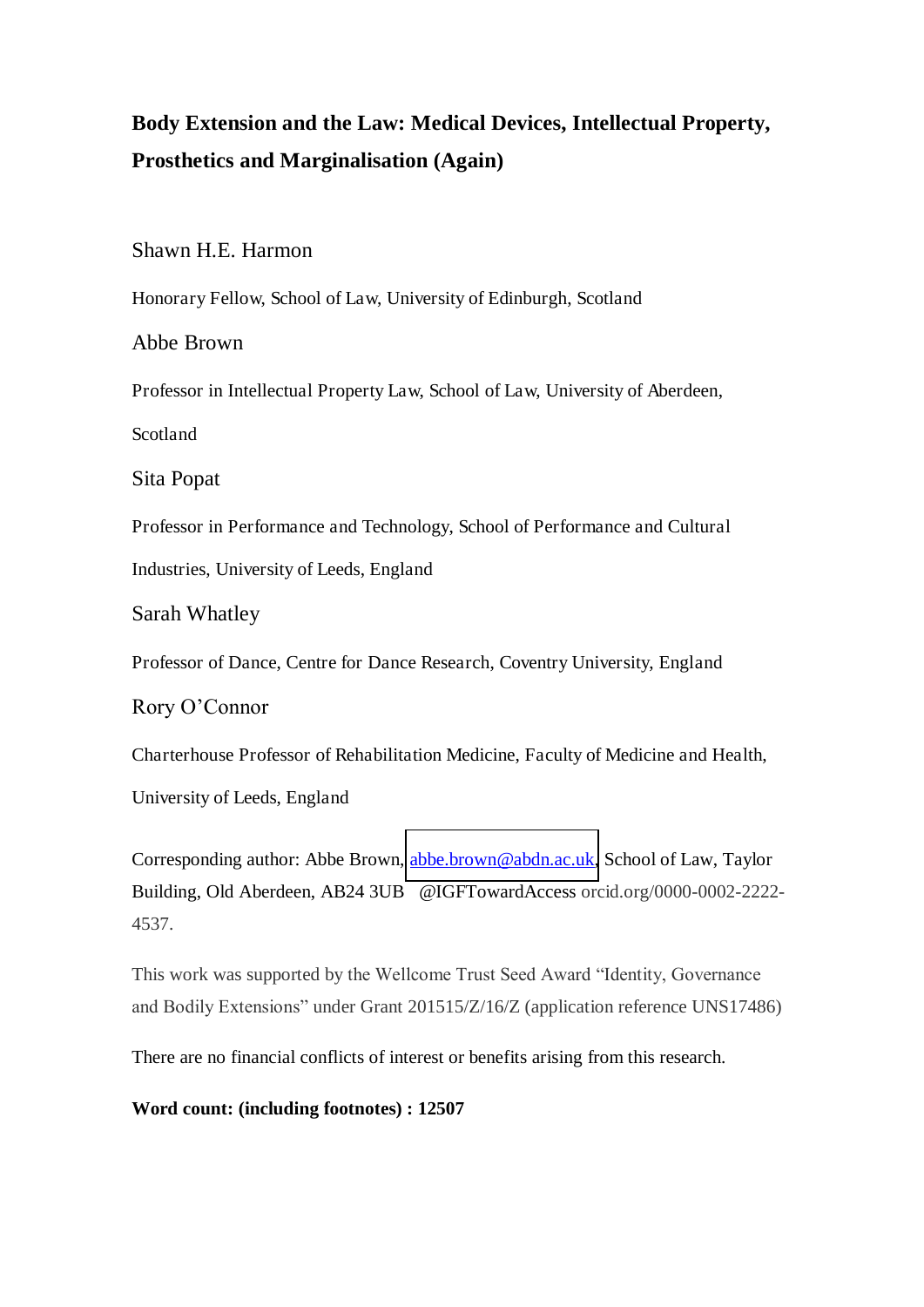# Body Extension and the Law: Medical Devices, Intellectual Property, Prosthetics and Marginalisation (Again)

Shawn H.E. Harmon

Honorary Fellow, School of Law, University of Edinburgh, Scotland

Abbe Brown

Professor in Intellectual Property Law, School of Law, University of Aberdeen, Scotland

Sita Popat

Professor in Performance and Technology, School of Performance and Cultural Industries, University of Leeds, England

Sarah Whatley

Professor of Dance, Centre for Dance Research, Coventry University, England

Rory O'Connor

Charterhouse Professor of Rehabilitation Medicine, Faculty of Medicine and Health, University of Leeds, England

Corresponding author: Abbe Brown, abbe.brown@abdn.ac.uk, School of Law, Taylor Building, Old Aberdeen, AB24 3UB @IGFTowardAccess orcid.org/0000-0002-2222-4537.

This work was supported by the Wellcome Trust Seed Award "Identity, Governance and Bodily Extensions" under Grant 201515/Z/16/Z (application reference UNS17486)

There are no financial conflicts of interest or benefits arising from this research.

**Word count: (including footnotes) : 12507**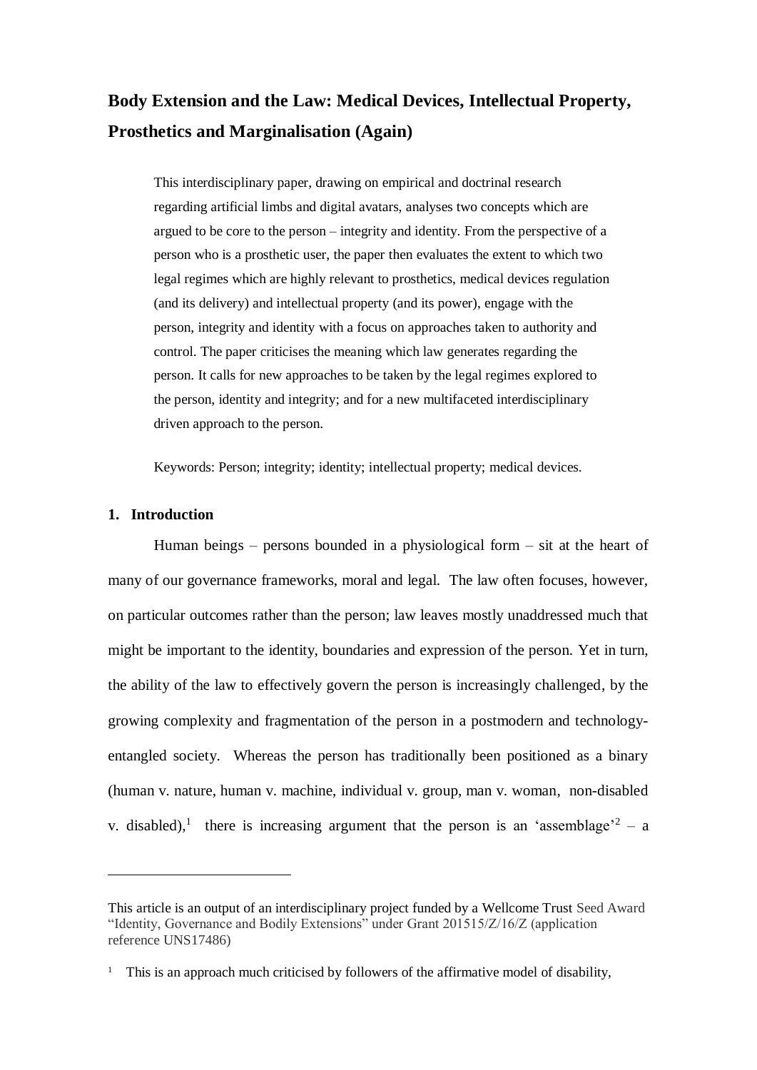# Body Extension and the Law: Medical Devices, Intellectual Property, Prosthetics and Marginalisation (Again)

This interdisciplinary paper, drawing on empirical and doctrinal research regarding artificial limbs and digital avatars, analyses two concepts which are argued to be core to the person – integrity and identity. From the perspective of a person who is a prosthetic user, the paper then evaluates the extent to which two legal regimes which are highly relevant to prosthetics, medical devices regulation (and its delivery) and intellectual property (and its power), engage with the person, integrity and identity with a focus on approaches taken to authority and control. The paper criticises the meaning which law generates regarding the person. It calls for new approaches to be taken by the legal regimes explored to the person, identity and integrity; and for a new multifaceted interdisciplinary driven approach to the person.

Keywords: Person; integrity; identity; intellectual property; medical devices.

## 1. Introduction

Human beings – persons bounded in a physiological form – sit at the heart of many of our governance frameworks, moral and legal. The law often focuses, however, on particular outcomes rather than the person; law leaves mostly unaddressed much that might be important to the identity, boundaries and expression of the person. Yet in turn, the ability of the law to effectively govern the person is increasingly challenged, by the growing complexity and fragmentation of the person in a postmodern and technology-entangled society. Whereas the person has traditionally been positioned as a binary (human v. nature, human v. machine, individual v. group, man v. woman, non-disabled v. disabled),[1] there is increasing argument that the person is an 'assemblage'[2] – a

---

This article is an output of an interdisciplinary project funded by a Wellcome Trust Seed Award "Identity, Governance and Bodily Extensions" under Grant 201515/Z/16/Z (application reference UNS17486)

[1] This is an approach much criticised by followers of the affirmative model of disability,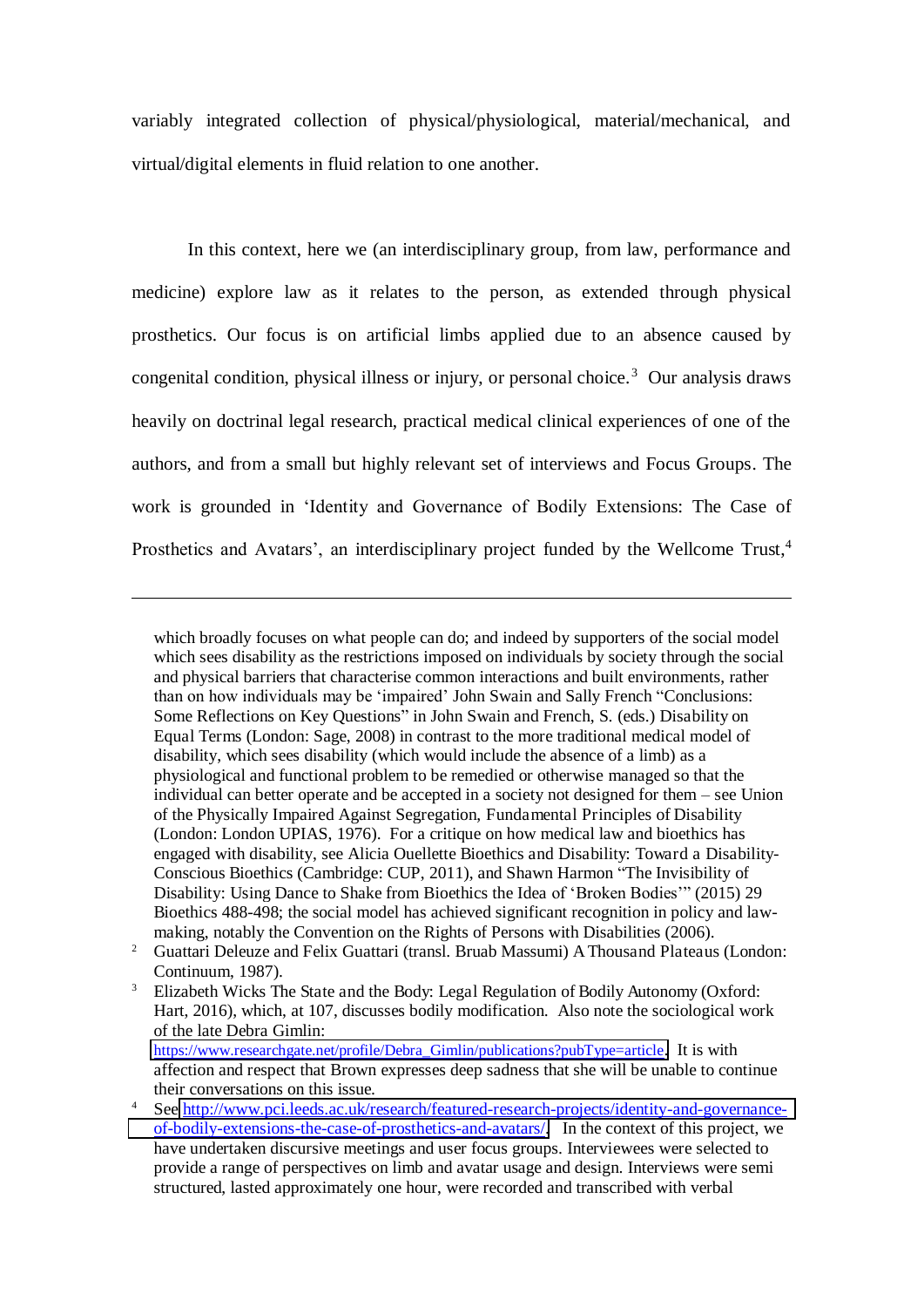variably integrated collection of physical/physiological, material/mechanical, and virtual/digital elements in fluid relation to one another.

In this context, here we (an interdisciplinary group, from law, performance and medicine) explore law as it relates to the person, as extended through physical prosthetics. Our focus is on artificial limbs applied due to an absence caused by congenital condition, physical illness or injury, or personal choice.[3] Our analysis draws heavily on doctrinal legal research, practical medical clinical experiences of one of the authors, and from a small but highly relevant set of interviews and Focus Groups. The work is grounded in 'Identity and Governance of Bodily Extensions: The Case of Prosthetics and Avatars', an interdisciplinary project funded by the Wellcome Trust,[4]

---

which broadly focuses on what people can do; and indeed by supporters of the social model which sees disability as the restrictions imposed on individuals by society through the social and physical barriers that characterise common interactions and built environments, rather than on how individuals may be 'impaired' John Swain and Sally French "Conclusions: Some Reflections on Key Questions" in John Swain and French, S. (eds.) Disability on Equal Terms (London: Sage, 2008) in contrast to the more traditional medical model of disability, which sees disability (which would include the absence of a limb) as a physiological and functional problem to be remedied or otherwise managed so that the individual can better operate and be accepted in a society not designed for them – see Union of the Physically Impaired Against Segregation, Fundamental Principles of Disability (London: London UPIAS, 1976). For a critique on how medical law and bioethics has engaged with disability, see Alicia Ouellette Bioethics and Disability: Toward a Disability-Conscious Bioethics (Cambridge: CUP, 2011), and Shawn Harmon "The Invisibility of Disability: Using Dance to Shake from Bioethics the Idea of 'Broken Bodies'" (2015) 29 Bioethics 488-498; the social model has achieved significant recognition in policy and law-making, notably the Convention on the Rights of Persons with Disabilities (2006).

[2] Guattari Deleuze and Felix Guattari (transl. Bruab Massumi) A Thousand Plateaus (London: Continuum, 1987).

[3] Elizabeth Wicks The State and the Body: Legal Regulation of Bodily Autonomy (Oxford: Hart, 2016), which, at 107, discusses bodily modification. Also note the sociological work of the late Debra Gimlin: https://www.researchgate.net/profile/Debra_Gimlin/publications?pubType=article. It is with affection and respect that Brown expresses deep sadness that she will be unable to continue their conversations on this issue.

[4] See http://www.pci.leeds.ac.uk/research/featured-research-projects/identity-and-governance-of-bodily-extensions-the-case-of-prosthetics-and-avatars/. In the context of this project, we have undertaken discursive meetings and user focus groups. Interviewees were selected to provide a range of perspectives on limb and avatar usage and design. Interviews were semi structured, lasted approximately one hour, were recorded and transcribed with verbal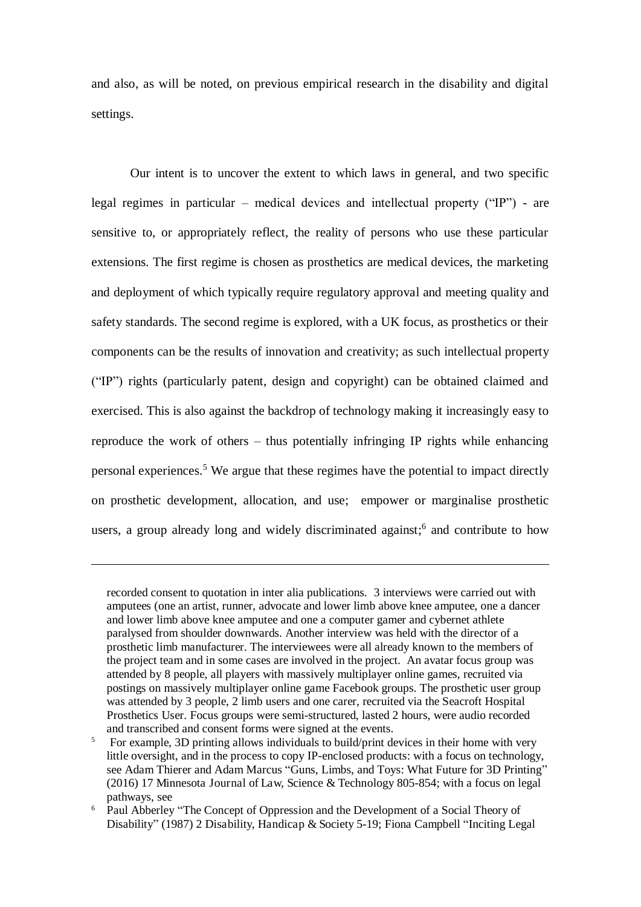and also, as will be noted, on previous empirical research in the disability and digital settings.

Our intent is to uncover the extent to which laws in general, and two specific legal regimes in particular – medical devices and intellectual property ("IP") - are sensitive to, or appropriately reflect, the reality of persons who use these particular extensions. The first regime is chosen as prosthetics are medical devices, the marketing and deployment of which typically require regulatory approval and meeting quality and safety standards. The second regime is explored, with a UK focus, as prosthetics or their components can be the results of innovation and creativity; as such intellectual property ("IP") rights (particularly patent, design and copyright) can be obtained claimed and exercised. This is also against the backdrop of technology making it increasingly easy to reproduce the work of others – thus potentially infringing IP rights while enhancing personal experiences.[5] We argue that these regimes have the potential to impact directly on prosthetic development, allocation, and use; empower or marginalise prosthetic users, a group already long and widely discriminated against;[6] and contribute to how

---

recorded consent to quotation in inter alia publications. 3 interviews were carried out with amputees (one an artist, runner, advocate and lower limb above knee amputee, one a dancer and lower limb above knee amputee and one a computer gamer and cybernet athlete paralysed from shoulder downwards. Another interview was held with the director of a prosthetic limb manufacturer. The interviewees were all already known to the members of the project team and in some cases are involved in the project. An avatar focus group was attended by 8 people, all players with massively multiplayer online games, recruited via postings on massively multiplayer online game Facebook groups. The prosthetic user group was attended by 3 people, 2 limb users and one carer, recruited via the Seacroft Hospital Prosthetics User. Focus groups were semi-structured, lasted 2 hours, were audio recorded and transcribed and consent forms were signed at the events.

[5] For example, 3D printing allows individuals to build/print devices in their home with very little oversight, and in the process to copy IP-enclosed products: with a focus on technology, see Adam Thierer and Adam Marcus "Guns, Limbs, and Toys: What Future for 3D Printing" (2016) 17 Minnesota Journal of Law, Science & Technology 805-854; with a focus on legal pathways, see

[6] Paul Abberley "The Concept of Oppression and the Development of a Social Theory of Disability" (1987) 2 Disability, Handicap & Society 5-19; Fiona Campbell "Inciting Legal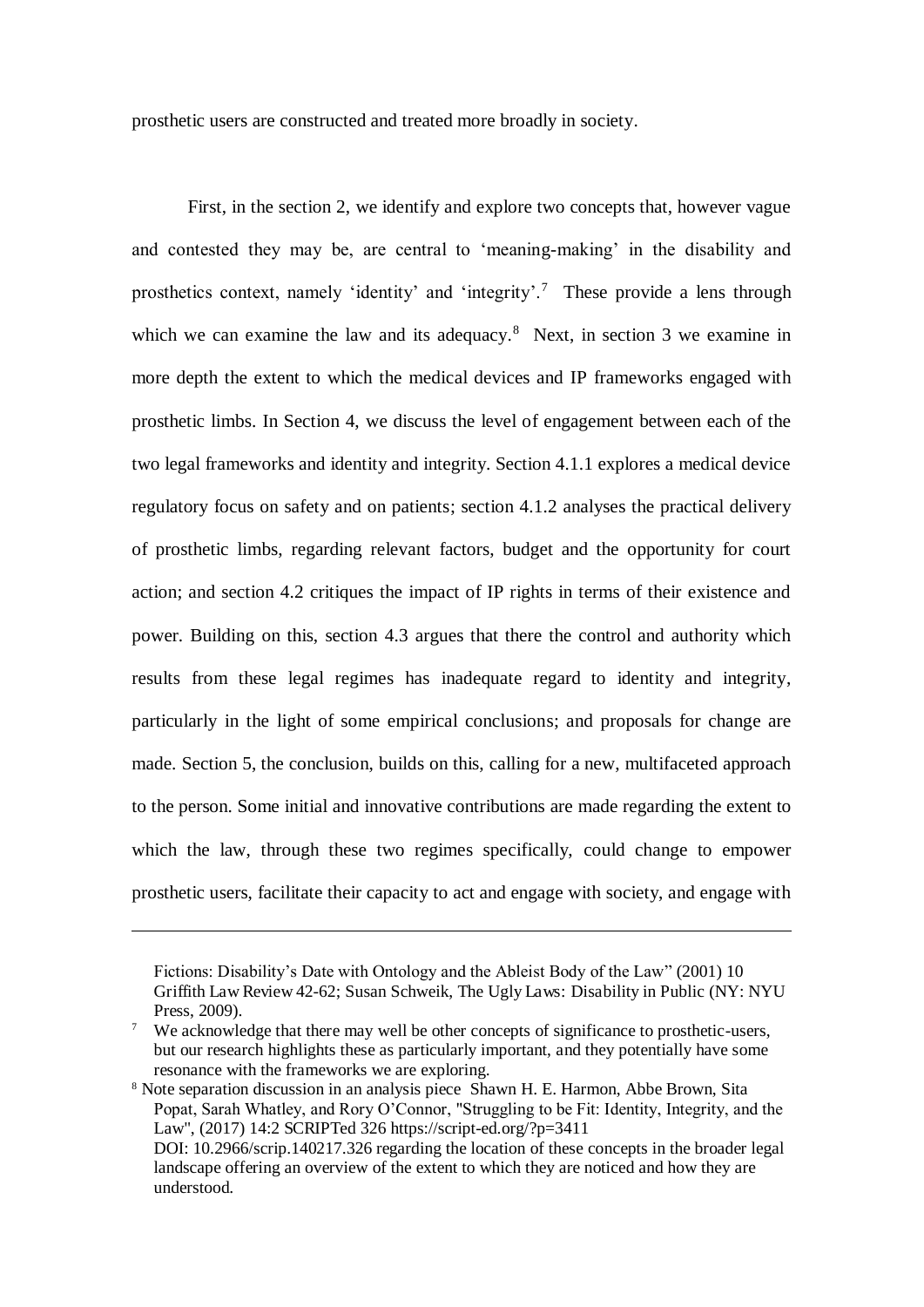prosthetic users are constructed and treated more broadly in society.

First, in the section 2, we identify and explore two concepts that, however vague and contested they may be, are central to 'meaning-making' in the disability and prosthetics context, namely 'identity' and 'integrity'.[7] These provide a lens through which we can examine the law and its adequacy.[8] Next, in section 3 we examine in more depth the extent to which the medical devices and IP frameworks engaged with prosthetic limbs. In Section 4, we discuss the level of engagement between each of the two legal frameworks and identity and integrity. Section 4.1.1 explores a medical device regulatory focus on safety and on patients; section 4.1.2 analyses the practical delivery of prosthetic limbs, regarding relevant factors, budget and the opportunity for court action; and section 4.2 critiques the impact of IP rights in terms of their existence and power. Building on this, section 4.3 argues that there the control and authority which results from these legal regimes has inadequate regard to identity and integrity, particularly in the light of some empirical conclusions; and proposals for change are made. Section 5, the conclusion, builds on this, calling for a new, multifaceted approach to the person. Some initial and innovative contributions are made regarding the extent to which the law, through these two regimes specifically, could change to empower prosthetic users, facilitate their capacity to act and engage with society, and engage with

---

Fictions: Disability's Date with Ontology and the Ableist Body of the Law" (2001) 10 Griffith Law Review 42-62; Susan Schweik, The Ugly Laws: Disability in Public (NY: NYU Press, 2009).

[7] We acknowledge that there may well be other concepts of significance to prosthetic-users, but our research highlights these as particularly important, and they potentially have some resonance with the frameworks we are exploring.

[8] Note separation discussion in an analysis piece Shawn H. E. Harmon, Abbe Brown, Sita Popat, Sarah Whatley, and Rory O'Connor, "Struggling to be Fit: Identity, Integrity, and the Law", (2017) 14:2 SCRIPTed 326 https://script-ed.org/?p=3411 DOI: 10.2966/scrip.140217.326 regarding the location of these concepts in the broader legal landscape offering an overview of the extent to which they are noticed and how they are understood.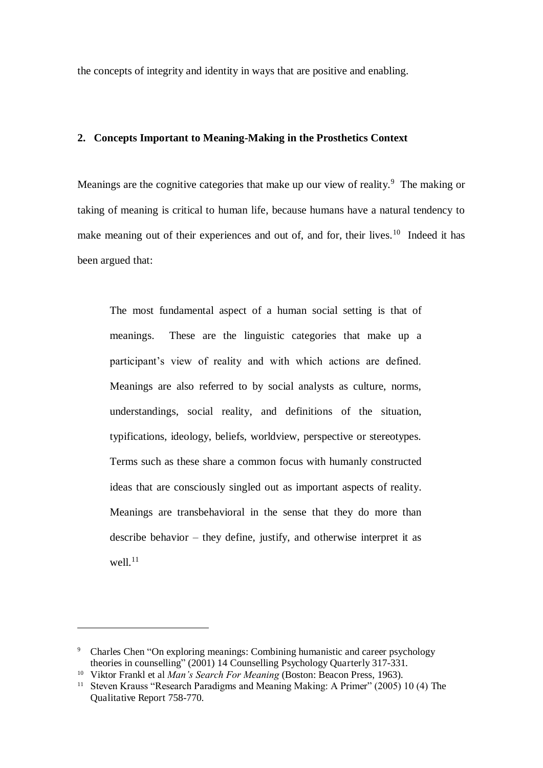the concepts of integrity and identity in ways that are positive and enabling.

## 2. Concepts Important to Meaning-Making in the Prosthetics Context

Meanings are the cognitive categories that make up our view of reality.[9] The making or taking of meaning is critical to human life, because humans have a natural tendency to make meaning out of their experiences and out of, and for, their lives.[10] Indeed it has been argued that:

> The most fundamental aspect of a human social setting is that of meanings. These are the linguistic categories that make up a participant's view of reality and with which actions are defined. Meanings are also referred to by social analysts as culture, norms, understandings, social reality, and definitions of the situation, typifications, ideology, beliefs, worldview, perspective or stereotypes. Terms such as these share a common focus with humanly constructed ideas that are consciously singled out as important aspects of reality. Meanings are transbehavioral in the sense that they do more than describe behavior – they define, justify, and otherwise interpret it as well.[11]

---

[9] Charles Chen "On exploring meanings: Combining humanistic and career psychology theories in counselling" (2001) 14 Counselling Psychology Quarterly 317-331.

[10] Viktor Frankl et al *Man's Search For Meaning* (Boston: Beacon Press, 1963).

[11] Steven Krauss "Research Paradigms and Meaning Making: A Primer" (2005) 10 (4) The Qualitative Report 758-770.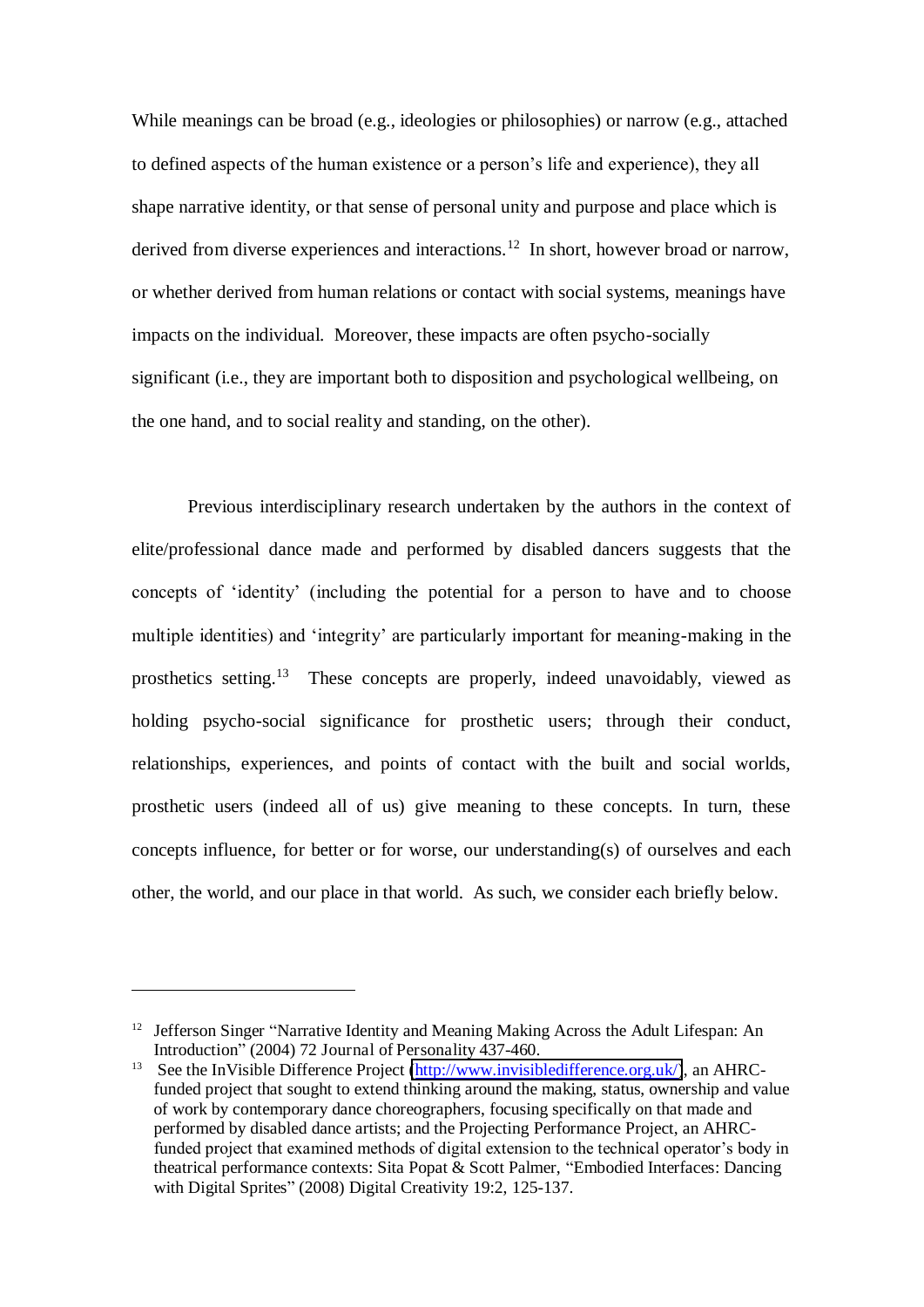While meanings can be broad (e.g., ideologies or philosophies) or narrow (e.g., attached to defined aspects of the human existence or a person's life and experience), they all shape narrative identity, or that sense of personal unity and purpose and place which is derived from diverse experiences and interactions.[12] In short, however broad or narrow, or whether derived from human relations or contact with social systems, meanings have impacts on the individual. Moreover, these impacts are often psycho-socially significant (i.e., they are important both to disposition and psychological wellbeing, on the one hand, and to social reality and standing, on the other).

Previous interdisciplinary research undertaken by the authors in the context of elite/professional dance made and performed by disabled dancers suggests that the concepts of 'identity' (including the potential for a person to have and to choose multiple identities) and 'integrity' are particularly important for meaning-making in the prosthetics setting.[13] These concepts are properly, indeed unavoidably, viewed as holding psycho-social significance for prosthetic users; through their conduct, relationships, experiences, and points of contact with the built and social worlds, prosthetic users (indeed all of us) give meaning to these concepts. In turn, these concepts influence, for better or for worse, our understanding(s) of ourselves and each other, the world, and our place in that world. As such, we consider each briefly below.

---

[12] Jefferson Singer "Narrative Identity and Meaning Making Across the Adult Lifespan: An Introduction" (2004) 72 Journal of Personality 437-460.

[13] See the InVisible Difference Project (http://www.invisibledifference.org.uk/), an AHRC-funded project that sought to extend thinking around the making, status, ownership and value of work by contemporary dance choreographers, focusing specifically on that made and performed by disabled dance artists; and the Projecting Performance Project, an AHRC-funded project that examined methods of digital extension to the technical operator's body in theatrical performance contexts: Sita Popat & Scott Palmer, "Embodied Interfaces: Dancing with Digital Sprites" (2008) Digital Creativity 19:2, 125-137.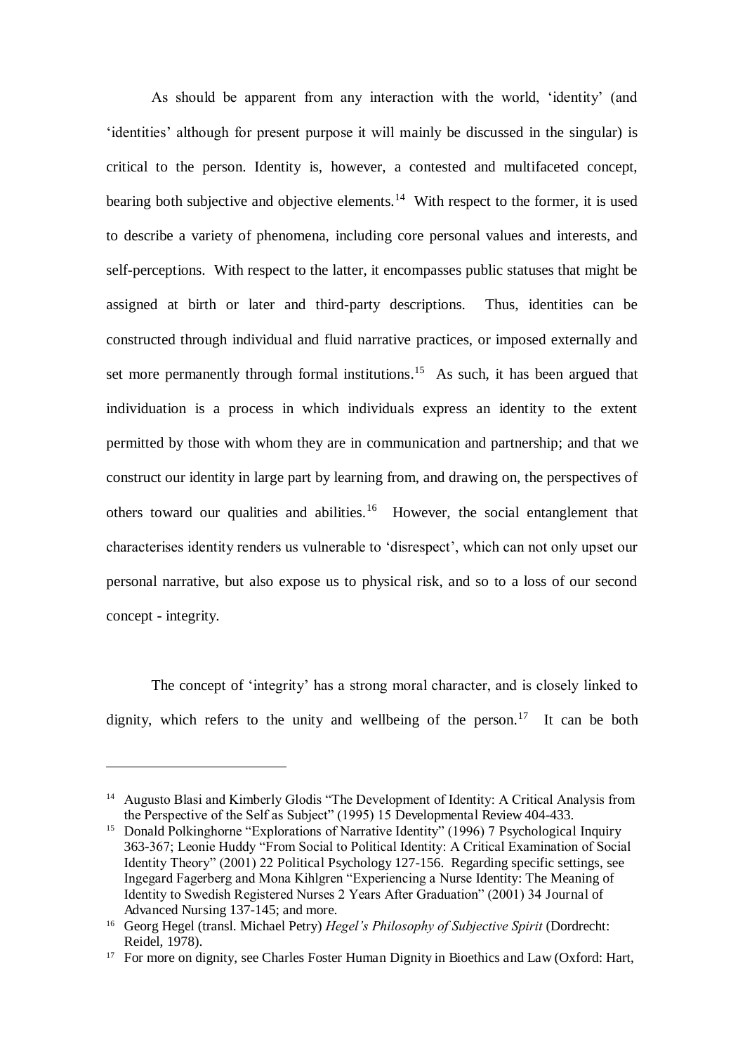As should be apparent from any interaction with the world, 'identity' (and 'identities' although for present purpose it will mainly be discussed in the singular) is critical to the person. Identity is, however, a contested and multifaceted concept, bearing both subjective and objective elements.[14] With respect to the former, it is used to describe a variety of phenomena, including core personal values and interests, and self-perceptions. With respect to the latter, it encompasses public statuses that might be assigned at birth or later and third-party descriptions. Thus, identities can be constructed through individual and fluid narrative practices, or imposed externally and set more permanently through formal institutions.[15] As such, it has been argued that individuation is a process in which individuals express an identity to the extent permitted by those with whom they are in communication and partnership; and that we construct our identity in large part by learning from, and drawing on, the perspectives of others toward our qualities and abilities.[16] However, the social entanglement that characterises identity renders us vulnerable to 'disrespect', which can not only upset our personal narrative, but also expose us to physical risk, and so to a loss of our second concept - integrity.

The concept of 'integrity' has a strong moral character, and is closely linked to dignity, which refers to the unity and wellbeing of the person.[17] It can be both

---

[14] Augusto Blasi and Kimberly Glodis "The Development of Identity: A Critical Analysis from the Perspective of the Self as Subject" (1995) 15 Developmental Review 404-433.

[15] Donald Polkinghorne "Explorations of Narrative Identity" (1996) 7 Psychological Inquiry 363-367; Leonie Huddy "From Social to Political Identity: A Critical Examination of Social Identity Theory" (2001) 22 Political Psychology 127-156. Regarding specific settings, see Ingegard Fagerberg and Mona Kihlgren "Experiencing a Nurse Identity: The Meaning of Identity to Swedish Registered Nurses 2 Years After Graduation" (2001) 34 Journal of Advanced Nursing 137-145; and more.

[16] Georg Hegel (transl. Michael Petry) *Hegel's Philosophy of Subjective Spirit* (Dordrecht: Reidel, 1978).

[17] For more on dignity, see Charles Foster Human Dignity in Bioethics and Law (Oxford: Hart,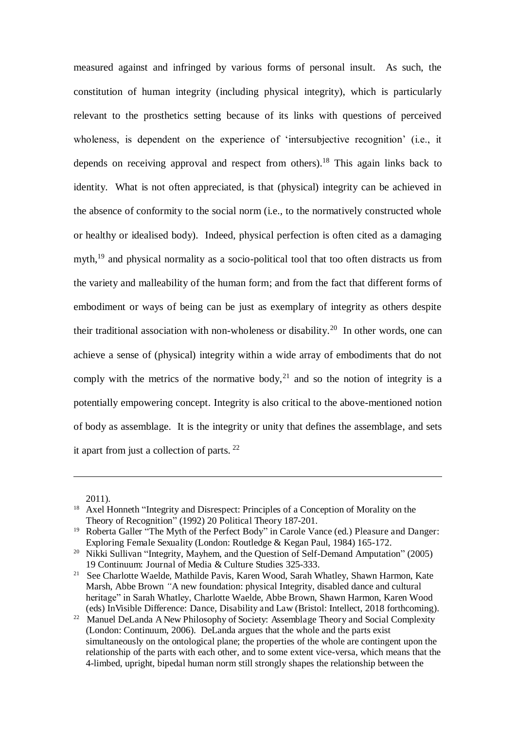measured against and infringed by various forms of personal insult. As such, the constitution of human integrity (including physical integrity), which is particularly relevant to the prosthetics setting because of its links with questions of perceived wholeness, is dependent on the experience of 'intersubjective recognition' (i.e., it depends on receiving approval and respect from others).[18] This again links back to identity. What is not often appreciated, is that (physical) integrity can be achieved in the absence of conformity to the social norm (i.e., to the normatively constructed whole or healthy or idealised body). Indeed, physical perfection is often cited as a damaging myth,[19] and physical normality as a socio-political tool that too often distracts us from the variety and malleability of the human form; and from the fact that different forms of embodiment or ways of being can be just as exemplary of integrity as others despite their traditional association with non-wholeness or disability.[20] In other words, one can achieve a sense of (physical) integrity within a wide array of embodiments that do not comply with the metrics of the normative body,[21] and so the notion of integrity is a potentially empowering concept. Integrity is also critical to the above-mentioned notion of body as assemblage. It is the integrity or unity that defines the assemblage, and sets it apart from just a collection of parts.[22]

---

2011).

[18] Axel Honneth "Integrity and Disrespect: Principles of a Conception of Morality on the Theory of Recognition" (1992) 20 Political Theory 187-201.

[19] Roberta Galler "The Myth of the Perfect Body" in Carole Vance (ed.) Pleasure and Danger: Exploring Female Sexuality (London: Routledge & Kegan Paul, 1984) 165-172.

[20] Nikki Sullivan "Integrity, Mayhem, and the Question of Self-Demand Amputation" (2005) 19 Continuum: Journal of Media & Culture Studies 325-333.

[21] See Charlotte Waelde, Mathilde Pavis, Karen Wood, Sarah Whatley, Shawn Harmon, Kate Marsh, Abbe Brown "A new foundation: physical Integrity, disabled dance and cultural heritage" in Sarah Whatley, Charlotte Waelde, Abbe Brown, Shawn Harmon, Karen Wood (eds) InVisible Difference: Dance, Disability and Law (Bristol: Intellect, 2018 forthcoming).

[22] Manuel DeLanda A New Philosophy of Society: Assemblage Theory and Social Complexity (London: Continuum, 2006). DeLanda argues that the whole and the parts exist simultaneously on the ontological plane; the properties of the whole are contingent upon the relationship of the parts with each other, and to some extent vice-versa, which means that the 4-limbed, upright, bipedal human norm still strongly shapes the relationship between the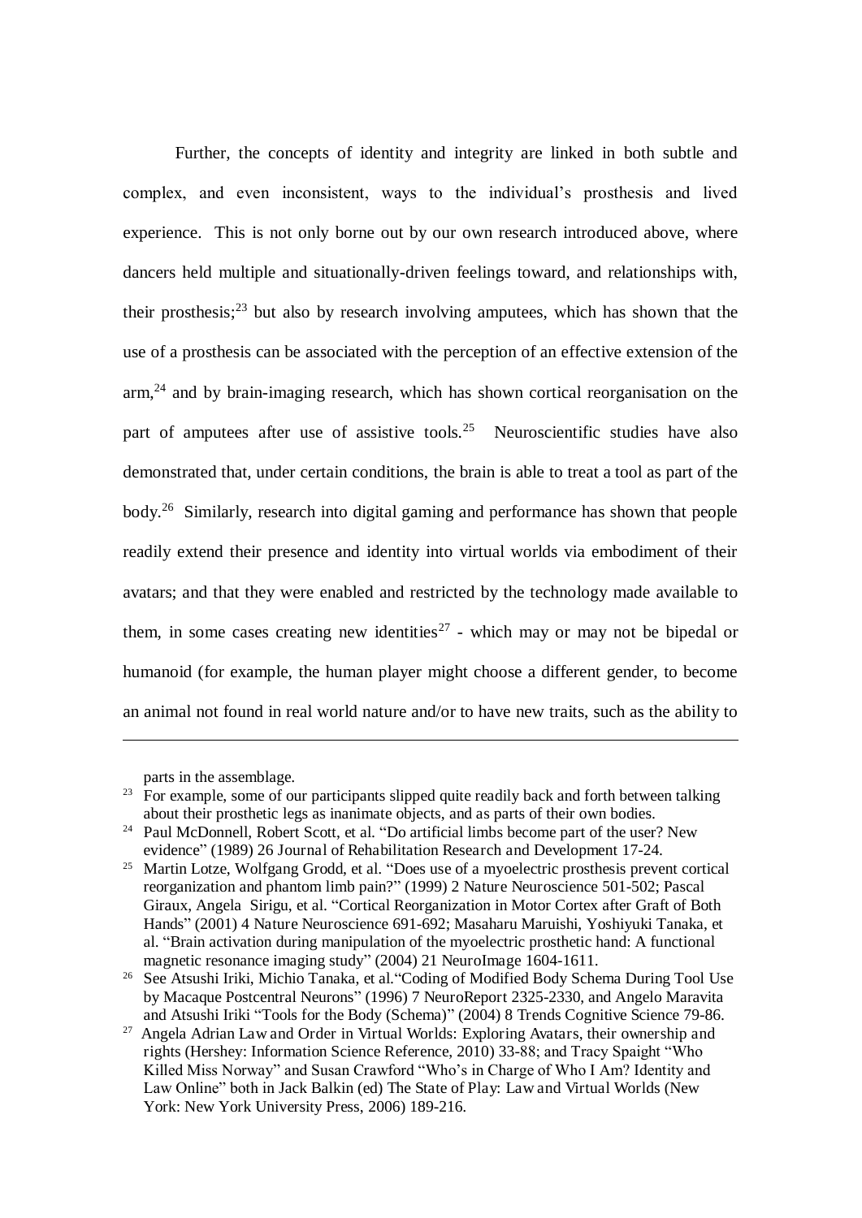Further, the concepts of identity and integrity are linked in both subtle and complex, and even inconsistent, ways to the individual's prosthesis and lived experience. This is not only borne out by our own research introduced above, where dancers held multiple and situationally-driven feelings toward, and relationships with, their prosthesis;[23] but also by research involving amputees, which has shown that the use of a prosthesis can be associated with the perception of an effective extension of the arm,[24] and by brain-imaging research, which has shown cortical reorganisation on the part of amputees after use of assistive tools.[25] Neuroscientific studies have also demonstrated that, under certain conditions, the brain is able to treat a tool as part of the body.[26] Similarly, research into digital gaming and performance has shown that people readily extend their presence and identity into virtual worlds via embodiment of their avatars; and that they were enabled and restricted by the technology made available to them, in some cases creating new identities[27] - which may or may not be bipedal or humanoid (for example, the human player might choose a different gender, to become an animal not found in real world nature and/or to have new traits, such as the ability to

---

parts in the assemblage.

[23] For example, some of our participants slipped quite readily back and forth between talking about their prosthetic legs as inanimate objects, and as parts of their own bodies.

[24] Paul McDonnell, Robert Scott, et al. "Do artificial limbs become part of the user? New evidence" (1989) 26 Journal of Rehabilitation Research and Development 17-24.

[25] Martin Lotze, Wolfgang Grodd, et al. "Does use of a myoelectric prosthesis prevent cortical reorganization and phantom limb pain?" (1999) 2 Nature Neuroscience 501-502; Pascal Giraux, Angela Sirigu, et al. "Cortical Reorganization in Motor Cortex after Graft of Both Hands" (2001) 4 Nature Neuroscience 691-692; Masaharu Maruishi, Yoshiyuki Tanaka, et al. "Brain activation during manipulation of the myoelectric prosthetic hand: A functional magnetic resonance imaging study" (2004) 21 NeuroImage 1604-1611.

[26] See Atsushi Iriki, Michio Tanaka, et al."Coding of Modified Body Schema During Tool Use by Macaque Postcentral Neurons" (1996) 7 NeuroReport 2325-2330, and Angelo Maravita and Atsushi Iriki "Tools for the Body (Schema)" (2004) 8 Trends Cognitive Science 79-86.

[27] Angela Adrian Law and Order in Virtual Worlds: Exploring Avatars, their ownership and rights (Hershey: Information Science Reference, 2010) 33-88; and Tracy Spaight "Who Killed Miss Norway" and Susan Crawford "Who's in Charge of Who I Am? Identity and Law Online" both in Jack Balkin (ed) The State of Play: Law and Virtual Worlds (New York: New York University Press, 2006) 189-216.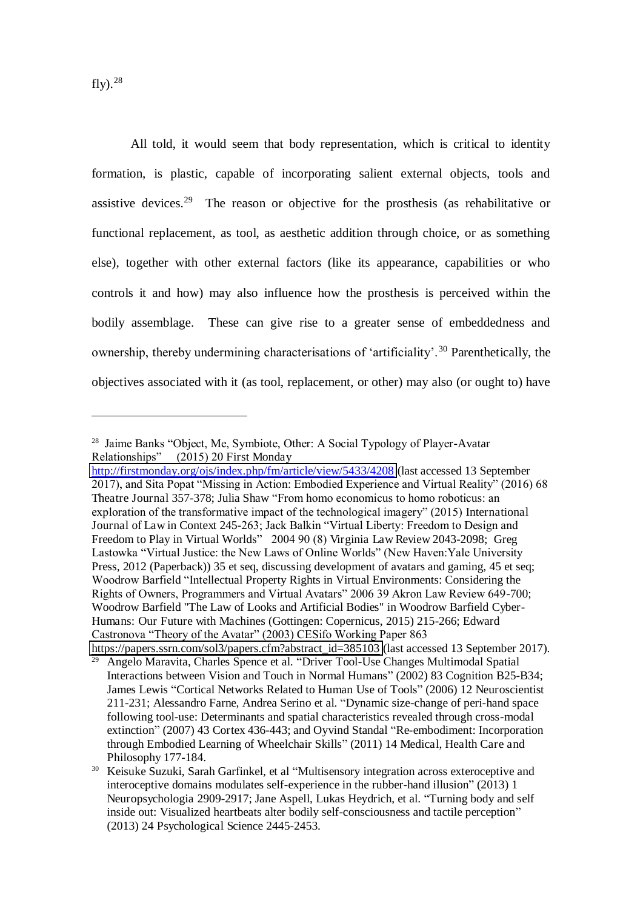fly).[28]

All told, it would seem that body representation, which is critical to identity formation, is plastic, capable of incorporating salient external objects, tools and assistive devices.[29] The reason or objective for the prosthesis (as rehabilitative or functional replacement, as tool, as aesthetic addition through choice, or as something else), together with other external factors (like its appearance, capabilities or who controls it and how) may also influence how the prosthesis is perceived within the bodily assemblage. These can give rise to a greater sense of embeddedness and ownership, thereby undermining characterisations of 'artificiality'.[30] Parenthetically, the objectives associated with it (as tool, replacement, or other) may also (or ought to) have

---

[28] Jaime Banks "Object, Me, Symbiote, Other: A Social Typology of Player-Avatar Relationships" (2015) 20 First Monday http://firstmonday.org/ojs/index.php/fm/article/view/5433/4208 (last accessed 13 September 2017), and Sita Popat "Missing in Action: Embodied Experience and Virtual Reality" (2016) 68 Theatre Journal 357-378; Julia Shaw "From homo economicus to homo roboticus: an exploration of the transformative impact of the technological imagery" (2015) International Journal of Law in Context 245-263; Jack Balkin "Virtual Liberty: Freedom to Design and Freedom to Play in Virtual Worlds" 2004 90 (8) Virginia Law Review 2043-2098; Greg Lastowka "Virtual Justice: the New Laws of Online Worlds" (New Haven:Yale University Press, 2012 (Paperback)) 35 et seq, discussing development of avatars and gaming, 45 et seq; Woodrow Barfield "Intellectual Property Rights in Virtual Environments: Considering the Rights of Owners, Programmers and Virtual Avatars" 2006 39 Akron Law Review 649-700; Woodrow Barfield "The Law of Looks and Artificial Bodies" in Woodrow Barfield Cyber-Humans: Our Future with Machines (Gottingen: Copernicus, 2015) 215-266; Edward Castronova "Theory of the Avatar" (2003) CESifo Working Paper 863 https://papers.ssrn.com/sol3/papers.cfm?abstract_id=385103 (last accessed 13 September 2017).

[29] Angelo Maravita, Charles Spence et al. "Driver Tool-Use Changes Multimodal Spatial Interactions between Vision and Touch in Normal Humans" (2002) 83 Cognition B25-B34; James Lewis "Cortical Networks Related to Human Use of Tools" (2006) 12 Neuroscientist 211-231; Alessandro Farne, Andrea Serino et al. "Dynamic size-change of peri-hand space following tool-use: Determinants and spatial characteristics revealed through cross-modal extinction" (2007) 43 Cortex 436-443; and Oyvind Standal "Re-embodiment: Incorporation through Embodied Learning of Wheelchair Skills" (2011) 14 Medical, Health Care and Philosophy 177-184.

[30] Keisuke Suzuki, Sarah Garfinkel, et al "Multisensory integration across exteroceptive and interoceptive domains modulates self-experience in the rubber-hand illusion" (2013) 1 Neuropsychologia 2909-2917; Jane Aspell, Lukas Heydrich, et al. "Turning body and self inside out: Visualized heartbeats alter bodily self-consciousness and tactile perception" (2013) 24 Psychological Science 2445-2453.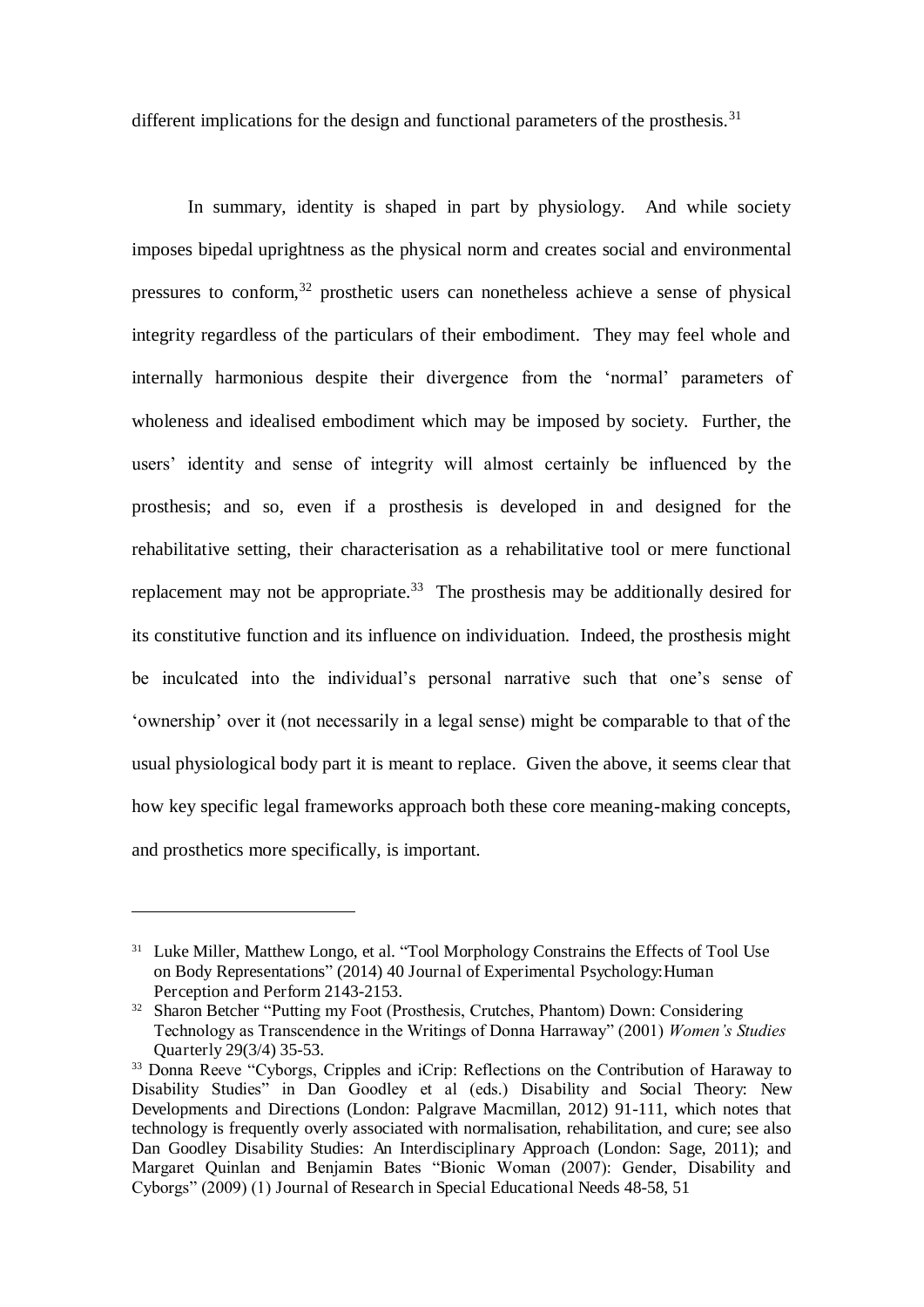different implications for the design and functional parameters of the prosthesis.[31]

In summary, identity is shaped in part by physiology. And while society imposes bipedal uprightness as the physical norm and creates social and environmental pressures to conform,[32] prosthetic users can nonetheless achieve a sense of physical integrity regardless of the particulars of their embodiment. They may feel whole and internally harmonious despite their divergence from the 'normal' parameters of wholeness and idealised embodiment which may be imposed by society. Further, the users' identity and sense of integrity will almost certainly be influenced by the prosthesis; and so, even if a prosthesis is developed in and designed for the rehabilitative setting, their characterisation as a rehabilitative tool or mere functional replacement may not be appropriate.[33] The prosthesis may be additionally desired for its constitutive function and its influence on individuation. Indeed, the prosthesis might be inculcated into the individual's personal narrative such that one's sense of 'ownership' over it (not necessarily in a legal sense) might be comparable to that of the usual physiological body part it is meant to replace. Given the above, it seems clear that how key specific legal frameworks approach both these core meaning-making concepts, and prosthetics more specifically, is important.

---

[31] Luke Miller, Matthew Longo, et al. "Tool Morphology Constrains the Effects of Tool Use on Body Representations" (2014) 40 Journal of Experimental Psychology:Human Perception and Perform 2143-2153.

[32] Sharon Betcher "Putting my Foot (Prosthesis, Crutches, Phantom) Down: Considering Technology as Transcendence in the Writings of Donna Harraway" (2001) *Women's Studies* Quarterly 29(3/4) 35-53.

[33] Donna Reeve "Cyborgs, Cripples and iCrip: Reflections on the Contribution of Haraway to Disability Studies" in Dan Goodley et al (eds.) Disability and Social Theory: New Developments and Directions (London: Palgrave Macmillan, 2012) 91-111, which notes that technology is frequently overly associated with normalisation, rehabilitation, and cure; see also Dan Goodley Disability Studies: An Interdisciplinary Approach (London: Sage, 2011); and Margaret Quinlan and Benjamin Bates "Bionic Woman (2007): Gender, Disability and Cyborgs" (2009) (1) Journal of Research in Special Educational Needs 48-58, 51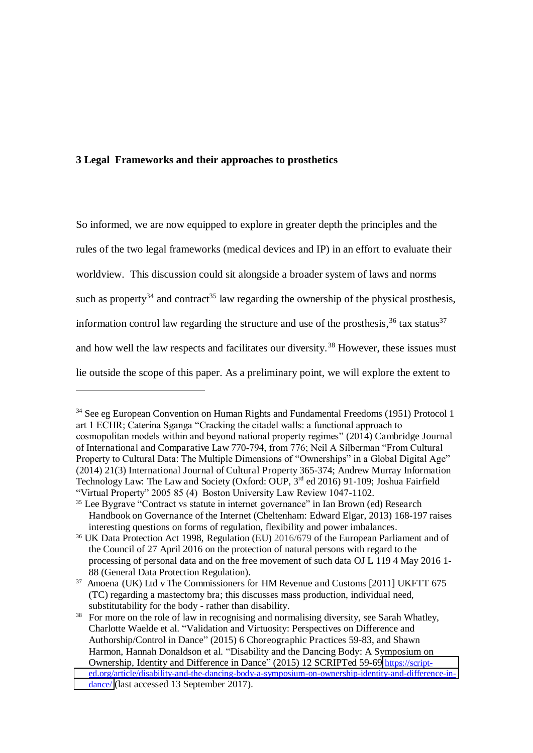## 3 Legal Frameworks and their approaches to prosthetics

So informed, we are now equipped to explore in greater depth the principles and the rules of the two legal frameworks (medical devices and IP) in an effort to evaluate their worldview. This discussion could sit alongside a broader system of laws and norms such as property[34] and contract[35] law regarding the ownership of the physical prosthesis, information control law regarding the structure and use of the prosthesis,[36] tax status[37] and how well the law respects and facilitates our diversity.[38] However, these issues must lie outside the scope of this paper. As a preliminary point, we will explore the extent to

---

[34] See eg European Convention on Human Rights and Fundamental Freedoms (1951) Protocol 1 art 1 ECHR; Caterina Sganga "Cracking the citadel walls: a functional approach to cosmopolitan models within and beyond national property regimes" (2014) Cambridge Journal of International and Comparative Law 770-794, from 776; Neil A Silberman "From Cultural Property to Cultural Data: The Multiple Dimensions of "Ownerships" in a Global Digital Age" (2014) 21(3) International Journal of Cultural Property 365-374; Andrew Murray Information Technology Law: The Law and Society (Oxford: OUP, 3rd ed 2016) 91-109; Joshua Fairfield "Virtual Property" 2005 85 (4) Boston University Law Review 1047-1102.

[35] Lee Bygrave "Contract vs statute in internet governance" in Ian Brown (ed) Research Handbook on Governance of the Internet (Cheltenham: Edward Elgar, 2013) 168-197 raises interesting questions on forms of regulation, flexibility and power imbalances.

[36] UK Data Protection Act 1998, Regulation (EU) 2016/679 of the European Parliament and of the Council of 27 April 2016 on the protection of natural persons with regard to the processing of personal data and on the free movement of such data OJ L 119 4 May 2016 1-88 (General Data Protection Regulation).

[37] Amoena (UK) Ltd v The Commissioners for HM Revenue and Customs [2011] UKFTT 675 (TC) regarding a mastectomy bra; this discusses mass production, individual need, substitutability for the body - rather than disability.

[38] For more on the role of law in recognising and normalising diversity, see Sarah Whatley, Charlotte Waelde et al. "Validation and Virtuosity: Perspectives on Difference and Authorship/Control in Dance" (2015) 6 Choreographic Practices 59-83, and Shawn Harmon, Hannah Donaldson et al. "Disability and the Dancing Body: A Symposium on Ownership, Identity and Difference in Dance" (2015) 12 SCRIPTed 59-69 https://script-ed.org/article/disability-and-the-dancing-body-a-symposium-on-ownership-identity-and-difference-in-dance/ (last accessed 13 September 2017).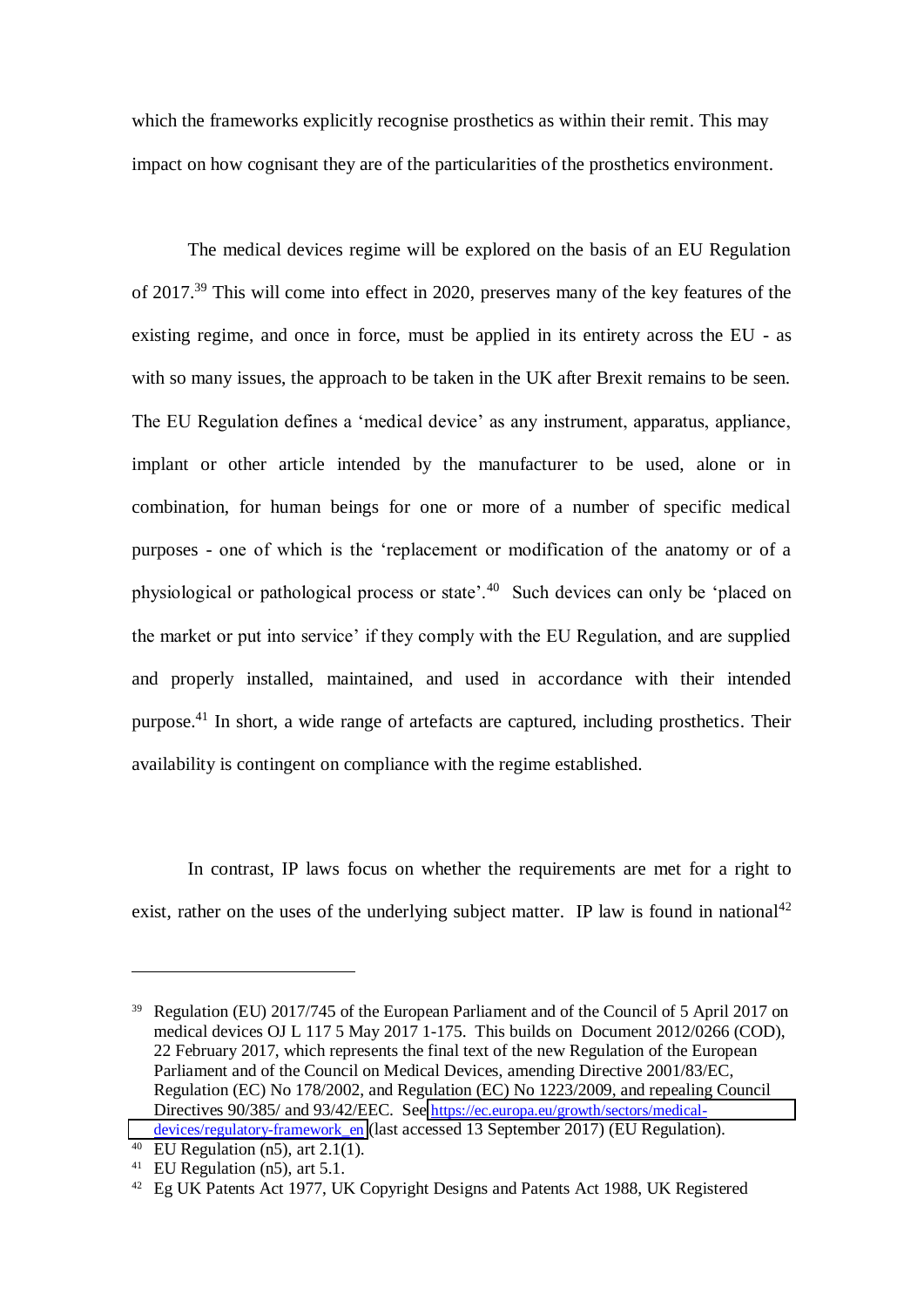which the frameworks explicitly recognise prosthetics as within their remit. This may impact on how cognisant they are of the particularities of the prosthetics environment.

The medical devices regime will be explored on the basis of an EU Regulation of 2017.[39] This will come into effect in 2020, preserves many of the key features of the existing regime, and once in force, must be applied in its entirety across the EU - as with so many issues, the approach to be taken in the UK after Brexit remains to be seen. The EU Regulation defines a 'medical device' as any instrument, apparatus, appliance, implant or other article intended by the manufacturer to be used, alone or in combination, for human beings for one or more of a number of specific medical purposes - one of which is the 'replacement or modification of the anatomy or of a physiological or pathological process or state'.[40] Such devices can only be 'placed on the market or put into service' if they comply with the EU Regulation, and are supplied and properly installed, maintained, and used in accordance with their intended purpose.[41] In short, a wide range of artefacts are captured, including prosthetics. Their availability is contingent on compliance with the regime established.

In contrast, IP laws focus on whether the requirements are met for a right to exist, rather on the uses of the underlying subject matter. IP law is found in national[42]

---

[39] Regulation (EU) 2017/745 of the European Parliament and of the Council of 5 April 2017 on medical devices OJ L 117 5 May 2017 1-175. This builds on Document 2012/0266 (COD), 22 February 2017, which represents the final text of the new Regulation of the European Parliament and of the Council on Medical Devices, amending Directive 2001/83/EC, Regulation (EC) No 178/2002, and Regulation (EC) No 1223/2009, and repealing Council Directives 90/385/ and 93/42/EEC. See https://ec.europa.eu/growth/sectors/medical-devices/regulatory-framework_en (last accessed 13 September 2017) (EU Regulation).

[40] EU Regulation (n5), art 2.1(1).

[41] EU Regulation (n5), art 5.1.

[42] Eg UK Patents Act 1977, UK Copyright Designs and Patents Act 1988, UK Registered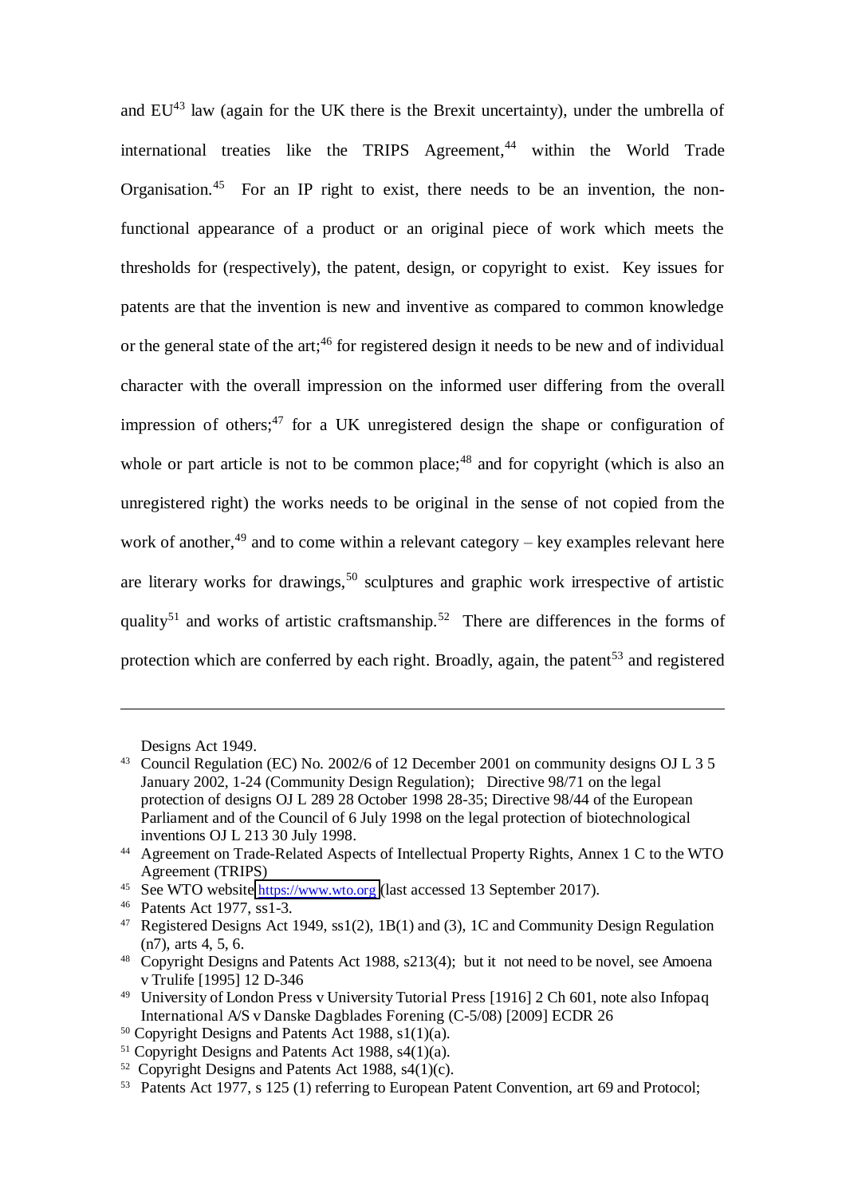and EU[43] law (again for the UK there is the Brexit uncertainty), under the umbrella of international treaties like the TRIPS Agreement,[44] within the World Trade Organisation.[45] For an IP right to exist, there needs to be an invention, the non-functional appearance of a product or an original piece of work which meets the thresholds for (respectively), the patent, design, or copyright to exist. Key issues for patents are that the invention is new and inventive as compared to common knowledge or the general state of the art;[46] for registered design it needs to be new and of individual character with the overall impression on the informed user differing from the overall impression of others;[47] for a UK unregistered design the shape or configuration of whole or part article is not to be common place;[48] and for copyright (which is also an unregistered right) the works needs to be original in the sense of not copied from the work of another,[49] and to come within a relevant category – key examples relevant here are literary works for drawings,[50] sculptures and graphic work irrespective of artistic quality[51] and works of artistic craftsmanship.[52] There are differences in the forms of protection which are conferred by each right. Broadly, again, the patent[53] and registered

---

Designs Act 1949.

[43] Council Regulation (EC) No. 2002/6 of 12 December 2001 on community designs OJ L 3 5 January 2002, 1-24 (Community Design Regulation); Directive 98/71 on the legal protection of designs OJ L 289 28 October 1998 28-35; Directive 98/44 of the European Parliament and of the Council of 6 July 1998 on the legal protection of biotechnological inventions OJ L 213 30 July 1998.

[44] Agreement on Trade-Related Aspects of Intellectual Property Rights, Annex 1 C to the WTO Agreement (TRIPS)

[45] See WTO website https://www.wto.org (last accessed 13 September 2017).

[46] Patents Act 1977, ss1-3.

[47] Registered Designs Act 1949, ss1(2), 1B(1) and (3), 1C and Community Design Regulation (n7), arts 4, 5, 6.

[48] Copyright Designs and Patents Act 1988, s213(4); but it not need to be novel, see Amoena v Trulife [1995] 12 D-346

[49] University of London Press v University Tutorial Press [1916] 2 Ch 601, note also Infopaq International A/S v Danske Dagblades Forening (C-5/08) [2009] ECDR 26

[50] Copyright Designs and Patents Act 1988, s1(1)(a).

[51] Copyright Designs and Patents Act 1988, s4(1)(a).

[52] Copyright Designs and Patents Act 1988, s4(1)(c).

[53] Patents Act 1977, s 125 (1) referring to European Patent Convention, art 69 and Protocol;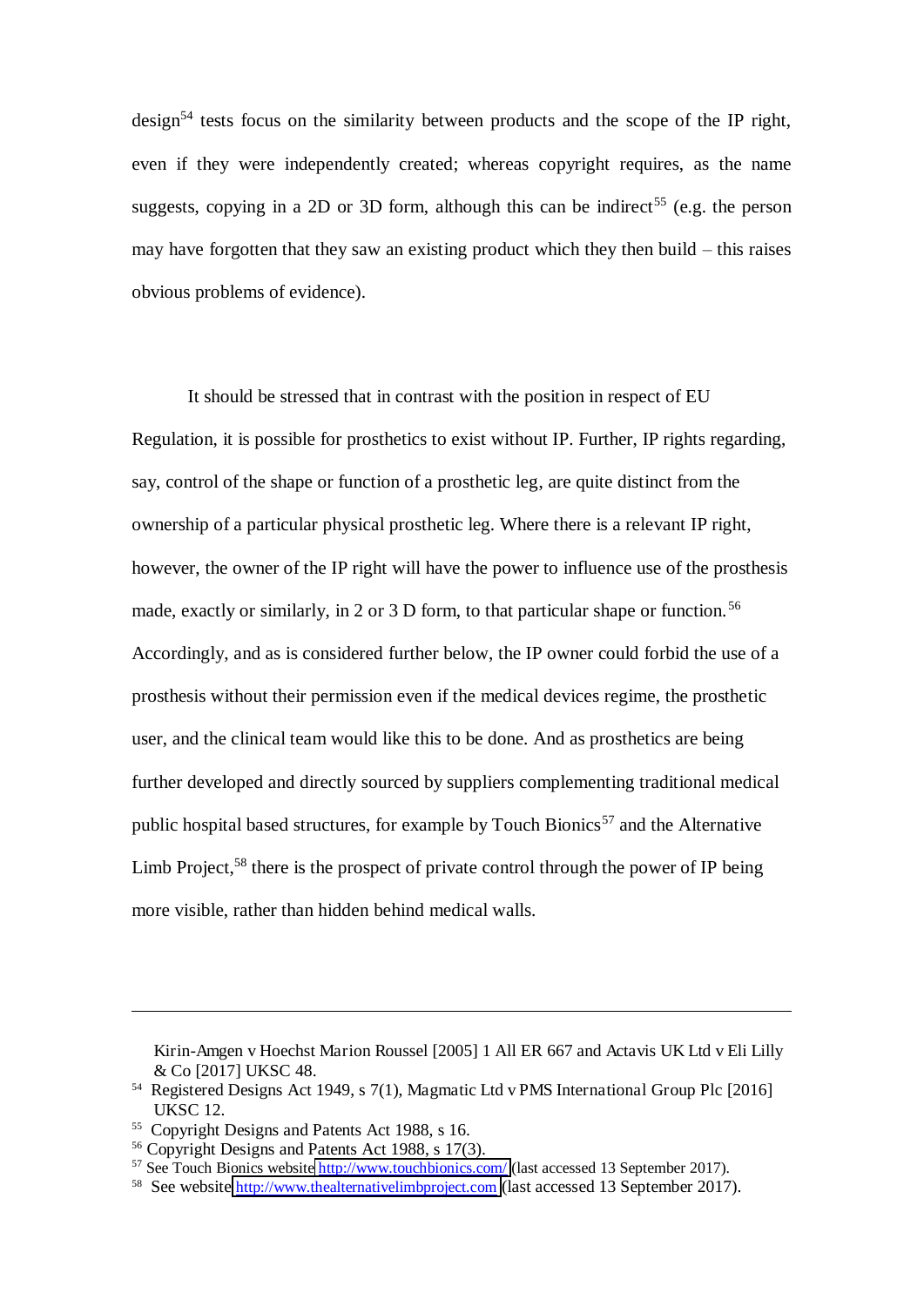design[54] tests focus on the similarity between products and the scope of the IP right, even if they were independently created; whereas copyright requires, as the name suggests, copying in a 2D or 3D form, although this can be indirect[55] (e.g. the person may have forgotten that they saw an existing product which they then build – this raises obvious problems of evidence).

It should be stressed that in contrast with the position in respect of EU Regulation, it is possible for prosthetics to exist without IP. Further, IP rights regarding, say, control of the shape or function of a prosthetic leg, are quite distinct from the ownership of a particular physical prosthetic leg. Where there is a relevant IP right, however, the owner of the IP right will have the power to influence use of the prosthesis made, exactly or similarly, in 2 or 3 D form, to that particular shape or function.[56] Accordingly, and as is considered further below, the IP owner could forbid the use of a prosthesis without their permission even if the medical devices regime, the prosthetic user, and the clinical team would like this to be done. And as prosthetics are being further developed and directly sourced by suppliers complementing traditional medical public hospital based structures, for example by Touch Bionics[57] and the Alternative Limb Project,[58] there is the prospect of private control through the power of IP being more visible, rather than hidden behind medical walls.

---

Kirin-Amgen v Hoechst Marion Roussel [2005] 1 All ER 667 and Actavis UK Ltd v Eli Lilly & Co [2017] UKSC 48.

[54] Registered Designs Act 1949, s 7(1), Magmatic Ltd v PMS International Group Plc [2016] UKSC 12.

[55] Copyright Designs and Patents Act 1988, s 16.

[56] Copyright Designs and Patents Act 1988, s 17(3).

[57] See Touch Bionics website http://www.touchbionics.com/ (last accessed 13 September 2017).

[58] See website http://www.thealternativelimbproject.com (last accessed 13 September 2017).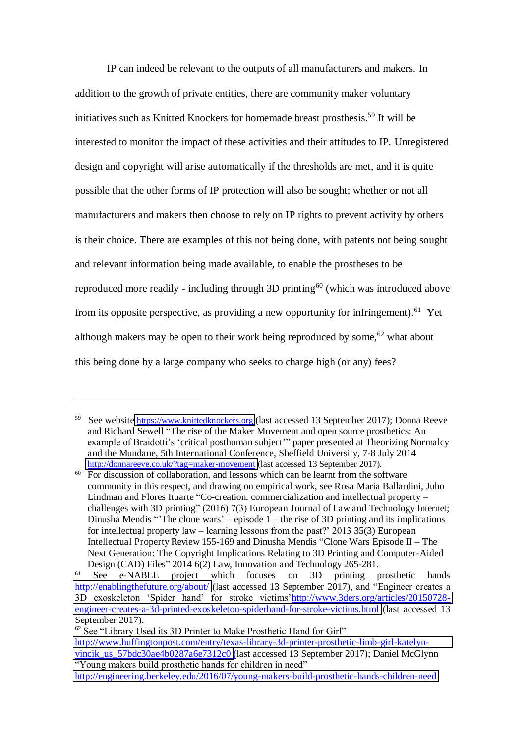IP can indeed be relevant to the outputs of all manufacturers and makers. In addition to the growth of private entities, there are community maker voluntary initiatives such as Knitted Knockers for homemade breast prosthesis.[59] It will be interested to monitor the impact of these activities and their attitudes to IP. Unregistered design and copyright will arise automatically if the thresholds are met, and it is quite possible that the other forms of IP protection will also be sought; whether or not all manufacturers and makers then choose to rely on IP rights to prevent activity by others is their choice. There are examples of this not being done, with patents not being sought and relevant information being made available, to enable the prostheses to be reproduced more readily - including through 3D printing[60] (which was introduced above from its opposite perspective, as providing a new opportunity for infringement).[61] Yet although makers may be open to their work being reproduced by some,[62] what about this being done by a large company who seeks to charge high (or any) fees?

---

[59] See website https://www.knittedknockers.org (last accessed 13 September 2017); Donna Reeve and Richard Sewell "The rise of the Maker Movement and open source prosthetics: An example of Braidotti's 'critical posthuman subject'" paper presented at Theorizing Normalcy and the Mundane, 5th International Conference, Sheffield University, 7-8 July 2014 http://donnareeve.co.uk/?tag=maker-movement (last accessed 13 September 2017).

[60] For discussion of collaboration, and lessons which can be learnt from the software community in this respect, and drawing on empirical work, see Rosa Maria Ballardini, Juho Lindman and Flores Ituarte "Co-creation, commercialization and intellectual property – challenges with 3D printing" (2016) 7(3) European Journal of Law and Technology Internet; Dinusha Mendis "'The clone wars' – episode 1 – the rise of 3D printing and its implications for intellectual property law – learning lessons from the past?' 2013 35(3) European Intellectual Property Review 155-169 and Dinusha Mendis "Clone Wars Episode II – The Next Generation: The Copyright Implications Relating to 3D Printing and Computer-Aided Design (CAD) Files" 2014 6(2) Law, Innovation and Technology 265-281.

[61] See e-NABLE project which focuses on 3D printing prosthetic hands http://enablingthefuture.org/about/ (last accessed 13 September 2017), and "Engineer creates a 3D exoskeleton 'Spider hand' for stroke victims http://www.3ders.org/articles/20150728-engineer-creates-a-3d-printed-exoskeleton-spiderhand-for-stroke-victims.html (last accessed 13 September 2017).

[62] See "Library Used its 3D Printer to Make Prosthetic Hand for Girl" http://www.huffingtonpost.com/entry/texas-library-3d-printer-prosthetic-limb-girl-katelyn-vincik_us_57bdc30ae4b0287a6e7312c0 (last accessed 13 September 2017); Daniel McGlynn "Young makers build prosthetic hands for children in need" http://engineering.berkeley.edu/2016/07/young-makers-build-prosthetic-hands-children-need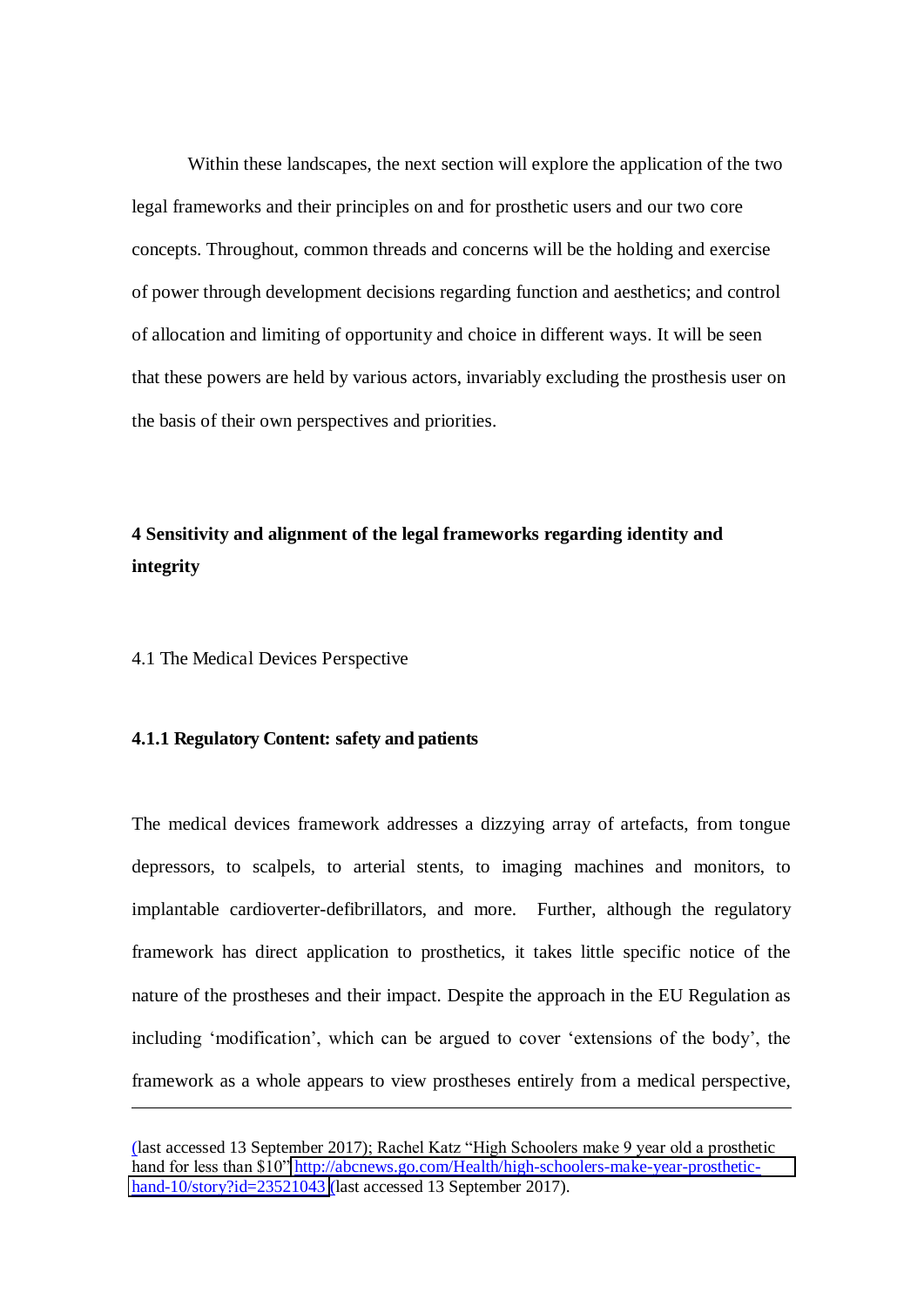Within these landscapes, the next section will explore the application of the two legal frameworks and their principles on and for prosthetic users and our two core concepts. Throughout, common threads and concerns will be the holding and exercise of power through development decisions regarding function and aesthetics; and control of allocation and limiting of opportunity and choice in different ways. It will be seen that these powers are held by various actors, invariably excluding the prosthesis user on the basis of their own perspectives and priorities.

## 4 Sensitivity and alignment of the legal frameworks regarding identity and integrity

### 4.1 The Medical Devices Perspective

#### 4.1.1 Regulatory Content: safety and patients

The medical devices framework addresses a dizzying array of artefacts, from tongue depressors, to scalpels, to arterial stents, to imaging machines and monitors, to implantable cardioverter-defibrillators, and more. Further, although the regulatory framework has direct application to prosthetics, it takes little specific notice of the nature of the prostheses and their impact. Despite the approach in the EU Regulation as including 'modification', which can be argued to cover 'extensions of the body', the framework as a whole appears to view prostheses entirely from a medical perspective,

---

(last accessed 13 September 2017); Rachel Katz "High Schoolers make 9 year old a prosthetic hand for less than $10" http://abcnews.go.com/Health/high-schoolers-make-year-prosthetic-hand-10/story?id=23521043 (last accessed 13 September 2017).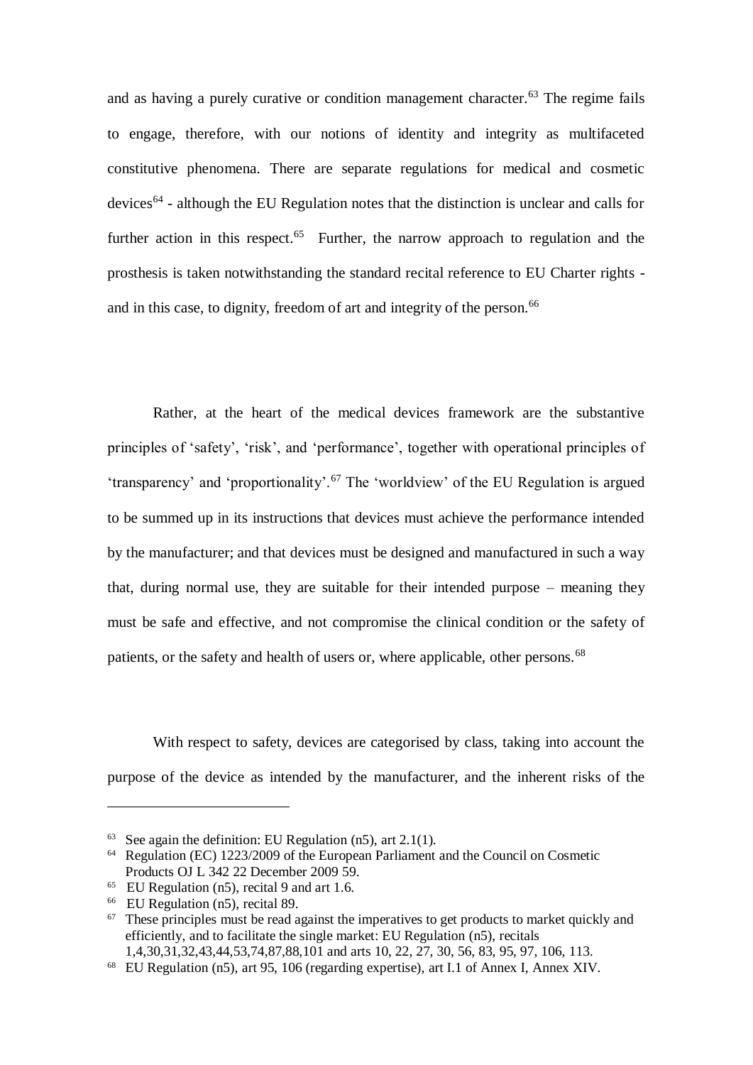and as having a purely curative or condition management character.[63] The regime fails to engage, therefore, with our notions of identity and integrity as multifaceted constitutive phenomena. There are separate regulations for medical and cosmetic devices[64] - although the EU Regulation notes that the distinction is unclear and calls for further action in this respect.[65] Further, the narrow approach to regulation and the prosthesis is taken notwithstanding the standard recital reference to EU Charter rights - and in this case, to dignity, freedom of art and integrity of the person.[66]

Rather, at the heart of the medical devices framework are the substantive principles of 'safety', 'risk', and 'performance', together with operational principles of 'transparency' and 'proportionality'.[67] The 'worldview' of the EU Regulation is argued to be summed up in its instructions that devices must achieve the performance intended by the manufacturer; and that devices must be designed and manufactured in such a way that, during normal use, they are suitable for their intended purpose – meaning they must be safe and effective, and not compromise the clinical condition or the safety of patients, or the safety and health of users or, where applicable, other persons.[68]

With respect to safety, devices are categorised by class, taking into account the purpose of the device as intended by the manufacturer, and the inherent risks of the

---

[63] See again the definition: EU Regulation (n5), art 2.1(1).

[64] Regulation (EC) 1223/2009 of the European Parliament and the Council on Cosmetic Products OJ L 342 22 December 2009 59.

[65] EU Regulation (n5), recital 9 and art 1.6.

[66] EU Regulation (n5), recital 89.

[67] These principles must be read against the imperatives to get products to market quickly and efficiently, and to facilitate the single market: EU Regulation (n5), recitals 1,4,30,31,32,43,44,53,74,87,88,101 and arts 10, 22, 27, 30, 56, 83, 95, 97, 106, 113.

[68] EU Regulation (n5), art 95, 106 (regarding expertise), art I.1 of Annex I, Annex XIV.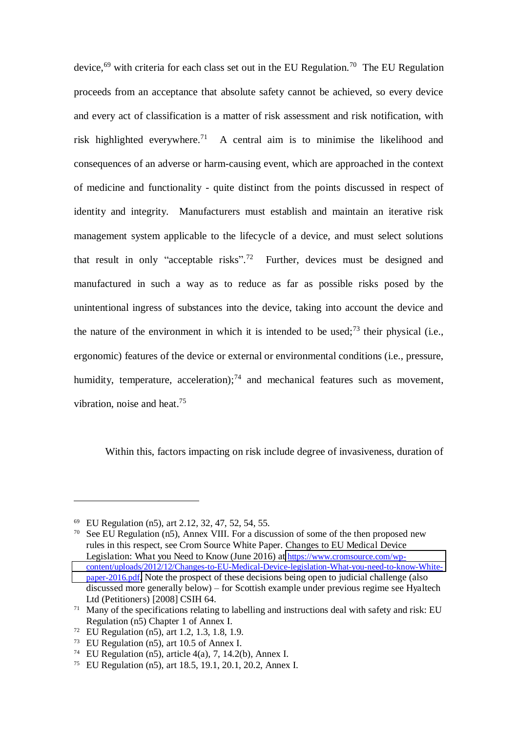device,[69] with criteria for each class set out in the EU Regulation.[70] The EU Regulation proceeds from an acceptance that absolute safety cannot be achieved, so every device and every act of classification is a matter of risk assessment and risk notification, with risk highlighted everywhere.[71] A central aim is to minimise the likelihood and consequences of an adverse or harm-causing event, which are approached in the context of medicine and functionality - quite distinct from the points discussed in respect of identity and integrity. Manufacturers must establish and maintain an iterative risk management system applicable to the lifecycle of a device, and must select solutions that result in only "acceptable risks".[72] Further, devices must be designed and manufactured in such a way as to reduce as far as possible risks posed by the unintentional ingress of substances into the device, taking into account the device and the nature of the environment in which it is intended to be used;[73] their physical (i.e., ergonomic) features of the device or external or environmental conditions (i.e., pressure, humidity, temperature, acceleration);[74] and mechanical features such as movement, vibration, noise and heat.[75]

Within this, factors impacting on risk include degree of invasiveness, duration of

---

[69] EU Regulation (n5), art 2.12, 32, 47, 52, 54, 55.

[70] See EU Regulation (n5), Annex VIII. For a discussion of some of the then proposed new rules in this respect, see Crom Source White Paper. Changes to EU Medical Device Legislation: What you Need to Know (June 2016) at https://www.cromsource.com/wp-content/uploads/2012/12/Changes-to-EU-Medical-Device-legislation-What-you-need-to-know-White-paper-2016.pdf. Note the prospect of these decisions being open to judicial challenge (also discussed more generally below) – for Scottish example under previous regime see Hyaltech Ltd (Petitioners) [2008] CSIH 64.

[71] Many of the specifications relating to labelling and instructions deal with safety and risk: EU Regulation (n5) Chapter 1 of Annex I.

[72] EU Regulation (n5), art 1.2, 1.3, 1.8, 1.9.

[73] EU Regulation (n5), art 10.5 of Annex I.

[74] EU Regulation (n5), article 4(a), 7, 14.2(b), Annex I.

[75] EU Regulation (n5), art 18.5, 19.1, 20.1, 20.2, Annex I.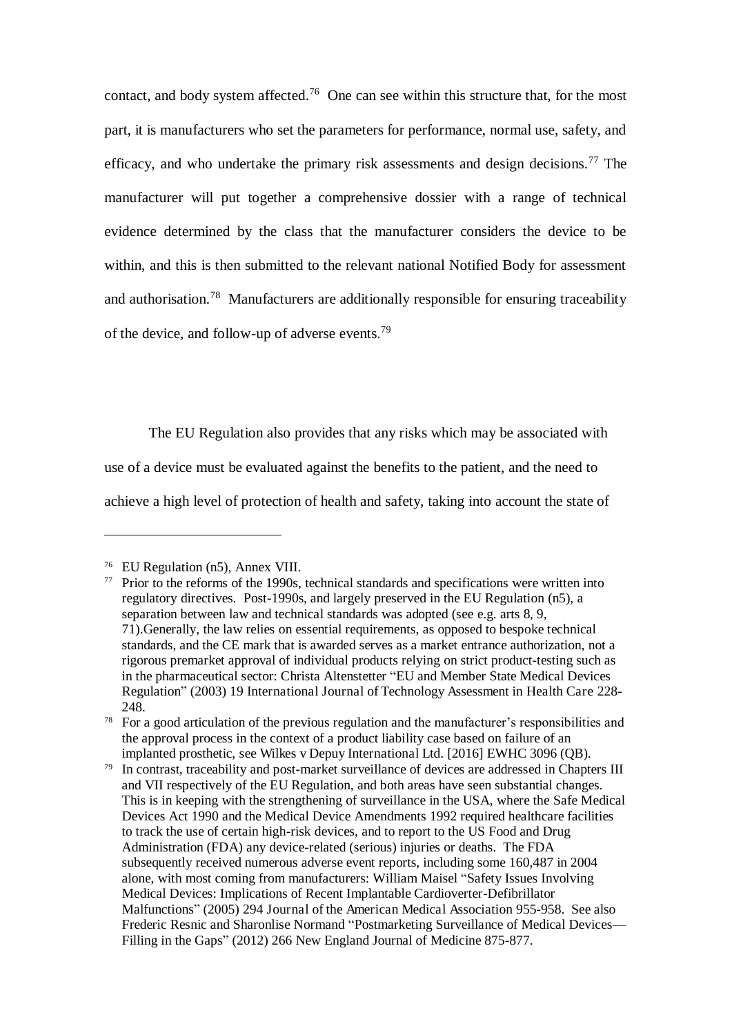contact, and body system affected.[76] One can see within this structure that, for the most part, it is manufacturers who set the parameters for performance, normal use, safety, and efficacy, and who undertake the primary risk assessments and design decisions.[77] The manufacturer will put together a comprehensive dossier with a range of technical evidence determined by the class that the manufacturer considers the device to be within, and this is then submitted to the relevant national Notified Body for assessment and authorisation.[78] Manufacturers are additionally responsible for ensuring traceability of the device, and follow-up of adverse events.[79]

The EU Regulation also provides that any risks which may be associated with use of a device must be evaluated against the benefits to the patient, and the need to achieve a high level of protection of health and safety, taking into account the state of

---

[76] EU Regulation (n5), Annex VIII.

[77] Prior to the reforms of the 1990s, technical standards and specifications were written into regulatory directives. Post-1990s, and largely preserved in the EU Regulation (n5), a separation between law and technical standards was adopted (see e.g. arts 8, 9, 71).Generally, the law relies on essential requirements, as opposed to bespoke technical standards, and the CE mark that is awarded serves as a market entrance authorization, not a rigorous premarket approval of individual products relying on strict product-testing such as in the pharmaceutical sector: Christa Altenstetter "EU and Member State Medical Devices Regulation" (2003) 19 International Journal of Technology Assessment in Health Care 228-248.

[78] For a good articulation of the previous regulation and the manufacturer's responsibilities and the approval process in the context of a product liability case based on failure of an implanted prosthetic, see Wilkes v Depuy International Ltd. [2016] EWHC 3096 (QB).

[79] In contrast, traceability and post-market surveillance of devices are addressed in Chapters III and VII respectively of the EU Regulation, and both areas have seen substantial changes. This is in keeping with the strengthening of surveillance in the USA, where the Safe Medical Devices Act 1990 and the Medical Device Amendments 1992 required healthcare facilities to track the use of certain high-risk devices, and to report to the US Food and Drug Administration (FDA) any device-related (serious) injuries or deaths. The FDA subsequently received numerous adverse event reports, including some 160,487 in 2004 alone, with most coming from manufacturers: William Maisel "Safety Issues Involving Medical Devices: Implications of Recent Implantable Cardioverter-Defibrillator Malfunctions" (2005) 294 Journal of the American Medical Association 955-958. See also Frederic Resnic and Sharonlise Normand "Postmarketing Surveillance of Medical Devices—Filling in the Gaps" (2012) 266 New England Journal of Medicine 875-877.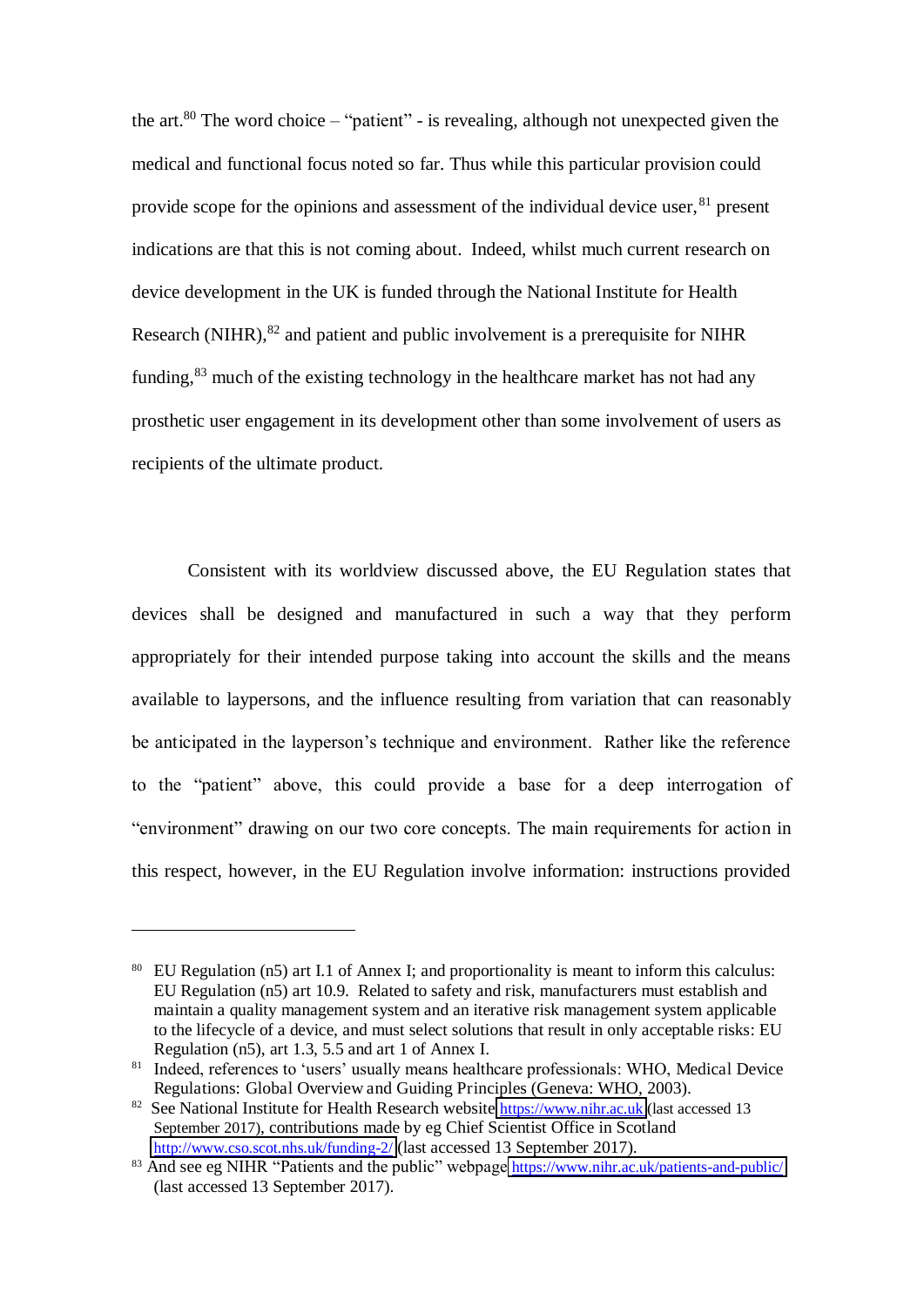the art.[80] The word choice – "patient" - is revealing, although not unexpected given the medical and functional focus noted so far. Thus while this particular provision could provide scope for the opinions and assessment of the individual device user,[81] present indications are that this is not coming about. Indeed, whilst much current research on device development in the UK is funded through the National Institute for Health Research (NIHR),[82] and patient and public involvement is a prerequisite for NIHR funding,[83] much of the existing technology in the healthcare market has not had any prosthetic user engagement in its development other than some involvement of users as recipients of the ultimate product.

Consistent with its worldview discussed above, the EU Regulation states that devices shall be designed and manufactured in such a way that they perform appropriately for their intended purpose taking into account the skills and the means available to laypersons, and the influence resulting from variation that can reasonably be anticipated in the layperson's technique and environment. Rather like the reference to the "patient" above, this could provide a base for a deep interrogation of "environment" drawing on our two core concepts. The main requirements for action in this respect, however, in the EU Regulation involve information: instructions provided

---

[80] EU Regulation (n5) art I.1 of Annex I; and proportionality is meant to inform this calculus: EU Regulation (n5) art 10.9. Related to safety and risk, manufacturers must establish and maintain a quality management system and an iterative risk management system applicable to the lifecycle of a device, and must select solutions that result in only acceptable risks: EU Regulation (n5), art 1.3, 5.5 and art 1 of Annex I.

[81] Indeed, references to 'users' usually means healthcare professionals: WHO, Medical Device Regulations: Global Overview and Guiding Principles (Geneva: WHO, 2003).

[82] See National Institute for Health Research website https://www.nihr.ac.uk (last accessed 13 September 2017), contributions made by eg Chief Scientist Office in Scotland http://www.cso.scot.nhs.uk/funding-2/ (last accessed 13 September 2017).

[83] And see eg NIHR "Patients and the public" webpage https://www.nihr.ac.uk/patients-and-public/ (last accessed 13 September 2017).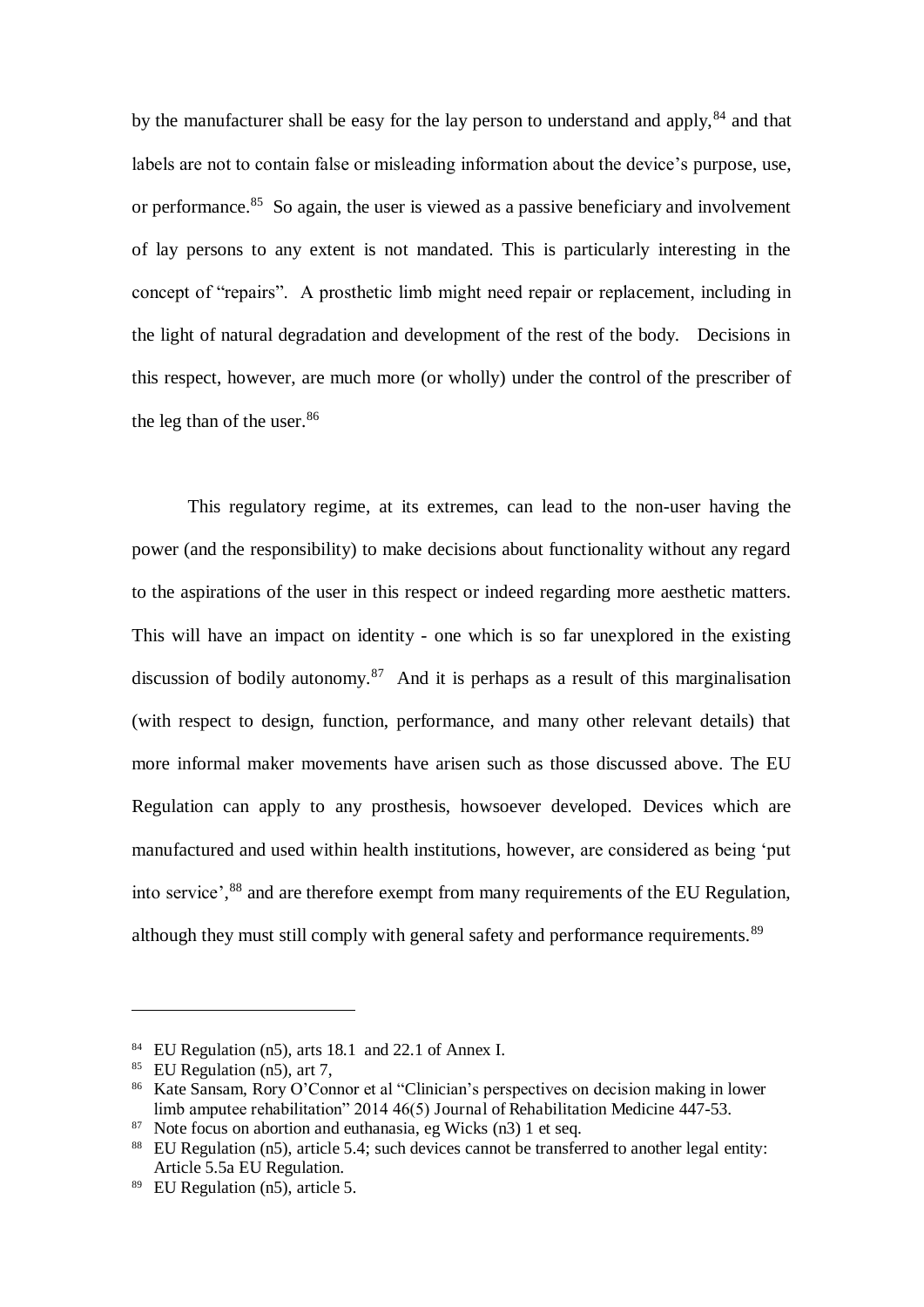by the manufacturer shall be easy for the lay person to understand and apply,[84] and that labels are not to contain false or misleading information about the device's purpose, use, or performance.[85] So again, the user is viewed as a passive beneficiary and involvement of lay persons to any extent is not mandated. This is particularly interesting in the concept of "repairs". A prosthetic limb might need repair or replacement, including in the light of natural degradation and development of the rest of the body. Decisions in this respect, however, are much more (or wholly) under the control of the prescriber of the leg than of the user.[86]

This regulatory regime, at its extremes, can lead to the non-user having the power (and the responsibility) to make decisions about functionality without any regard to the aspirations of the user in this respect or indeed regarding more aesthetic matters. This will have an impact on identity - one which is so far unexplored in the existing discussion of bodily autonomy.[87] And it is perhaps as a result of this marginalisation (with respect to design, function, performance, and many other relevant details) that more informal maker movements have arisen such as those discussed above. The EU Regulation can apply to any prosthesis, howsoever developed. Devices which are manufactured and used within health institutions, however, are considered as being 'put into service',[88] and are therefore exempt from many requirements of the EU Regulation, although they must still comply with general safety and performance requirements.[89]

---

[84] EU Regulation (n5), arts 18.1 and 22.1 of Annex I.

[85] EU Regulation (n5), art 7,

[86] Kate Sansam, Rory O'Connor et al "Clinician's perspectives on decision making in lower limb amputee rehabilitation" 2014 46(5) Journal of Rehabilitation Medicine 447-53.

[87] Note focus on abortion and euthanasia, eg Wicks (n3) 1 et seq.

[88] EU Regulation (n5), article 5.4; such devices cannot be transferred to another legal entity: Article 5.5a EU Regulation.

[89] EU Regulation (n5), article 5.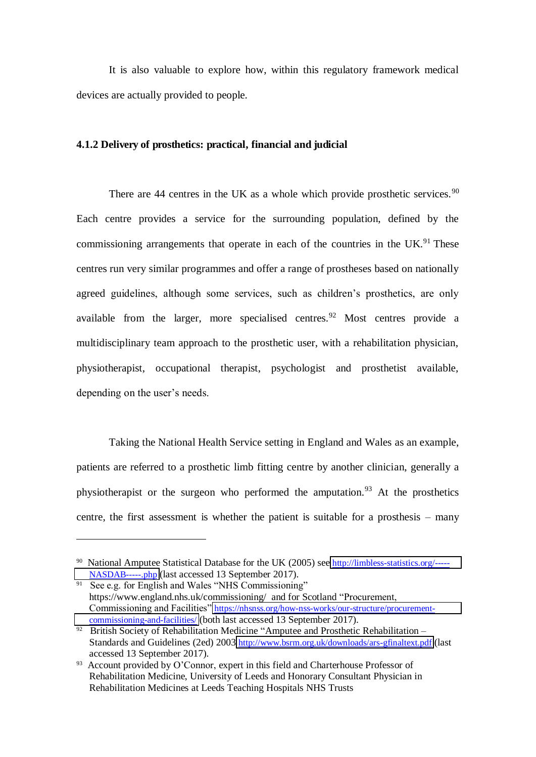It is also valuable to explore how, within this regulatory framework medical devices are actually provided to people.

### 4.1.2 Delivery of prosthetics: practical, financial and judicial

There are 44 centres in the UK as a whole which provide prosthetic services.[90] Each centre provides a service for the surrounding population, defined by the commissioning arrangements that operate in each of the countries in the UK.[91] These centres run very similar programmes and offer a range of prostheses based on nationally agreed guidelines, although some services, such as children's prosthetics, are only available from the larger, more specialised centres.[92] Most centres provide a multidisciplinary team approach to the prosthetic user, with a rehabilitation physician, physiotherapist, occupational therapist, psychologist and prosthetist available, depending on the user's needs.

Taking the National Health Service setting in England and Wales as an example, patients are referred to a prosthetic limb fitting centre by another clinician, generally a physiotherapist or the surgeon who performed the amputation.[93] At the prosthetics centre, the first assessment is whether the patient is suitable for a prosthesis – many

---

[90] National Amputee Statistical Database for the UK (2005) see http://limbless-statistics.org/-----NASDAB-----.php (last accessed 13 September 2017).

[91] See e.g. for English and Wales "NHS Commissioning" https://www.england.nhs.uk/commissioning/ and for Scotland "Procurement, Commissioning and Facilities" https://nhsnss.org/how-nss-works/our-structure/procurement-commissioning-and-facilities/ (both last accessed 13 September 2017).

[92] British Society of Rehabilitation Medicine "Amputee and Prosthetic Rehabilitation – Standards and Guidelines (2ed) 2003 http://www.bsrm.org.uk/downloads/ars-gfinaltext.pdf (last accessed 13 September 2017).

[93] Account provided by O'Connor, expert in this field and Charterhouse Professor of Rehabilitation Medicine, University of Leeds and Honorary Consultant Physician in Rehabilitation Medicines at Leeds Teaching Hospitals NHS Trusts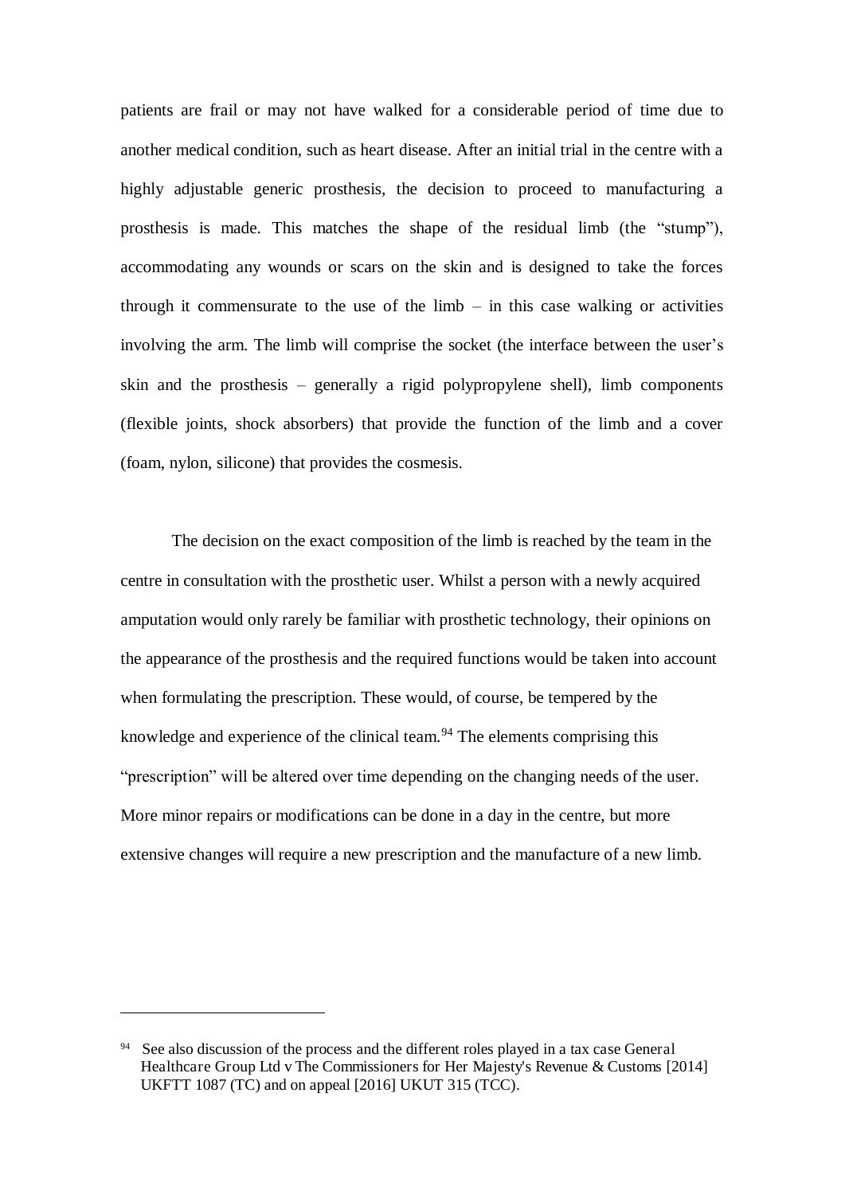patients are frail or may not have walked for a considerable period of time due to another medical condition, such as heart disease. After an initial trial in the centre with a highly adjustable generic prosthesis, the decision to proceed to manufacturing a prosthesis is made. This matches the shape of the residual limb (the "stump"), accommodating any wounds or scars on the skin and is designed to take the forces through it commensurate to the use of the limb – in this case walking or activities involving the arm. The limb will comprise the socket (the interface between the user's skin and the prosthesis – generally a rigid polypropylene shell), limb components (flexible joints, shock absorbers) that provide the function of the limb and a cover (foam, nylon, silicone) that provides the cosmesis.

The decision on the exact composition of the limb is reached by the team in the centre in consultation with the prosthetic user. Whilst a person with a newly acquired amputation would only rarely be familiar with prosthetic technology, their opinions on the appearance of the prosthesis and the required functions would be taken into account when formulating the prescription. These would, of course, be tempered by the knowledge and experience of the clinical team.[94] The elements comprising this "prescription" will be altered over time depending on the changing needs of the user. More minor repairs or modifications can be done in a day in the centre, but more extensive changes will require a new prescription and the manufacture of a new limb.

---

[94] See also discussion of the process and the different roles played in a tax case General Healthcare Group Ltd v The Commissioners for Her Majesty's Revenue & Customs [2014] UKFTT 1087 (TC) and on appeal [2016] UKUT 315 (TCC).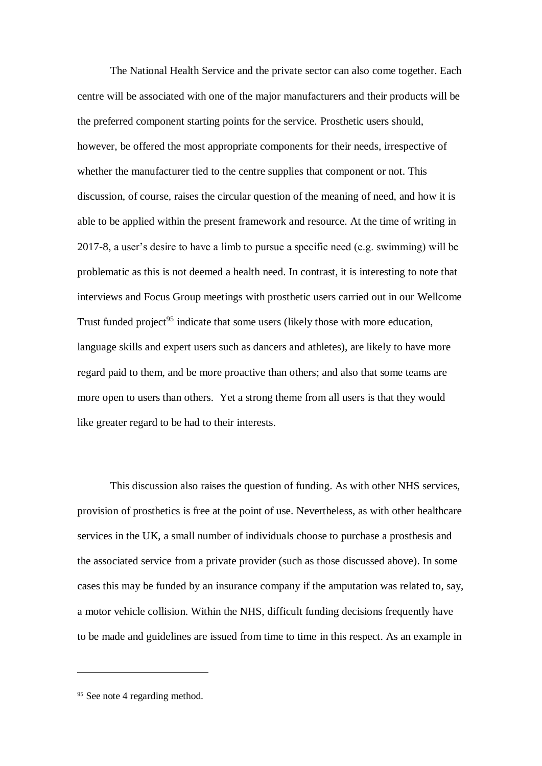The National Health Service and the private sector can also come together. Each centre will be associated with one of the major manufacturers and their products will be the preferred component starting points for the service. Prosthetic users should, however, be offered the most appropriate components for their needs, irrespective of whether the manufacturer tied to the centre supplies that component or not. This discussion, of course, raises the circular question of the meaning of need, and how it is able to be applied within the present framework and resource. At the time of writing in 2017-8, a user's desire to have a limb to pursue a specific need (e.g. swimming) will be problematic as this is not deemed a health need. In contrast, it is interesting to note that interviews and Focus Group meetings with prosthetic users carried out in our Wellcome Trust funded project[95] indicate that some users (likely those with more education, language skills and expert users such as dancers and athletes), are likely to have more regard paid to them, and be more proactive than others; and also that some teams are more open to users than others. Yet a strong theme from all users is that they would like greater regard to be had to their interests.

This discussion also raises the question of funding. As with other NHS services, provision of prosthetics is free at the point of use. Nevertheless, as with other healthcare services in the UK, a small number of individuals choose to purchase a prosthesis and the associated service from a private provider (such as those discussed above). In some cases this may be funded by an insurance company if the amputation was related to, say, a motor vehicle collision. Within the NHS, difficult funding decisions frequently have to be made and guidelines are issued from time to time in this respect. As an example in

---

[95] See note 4 regarding method.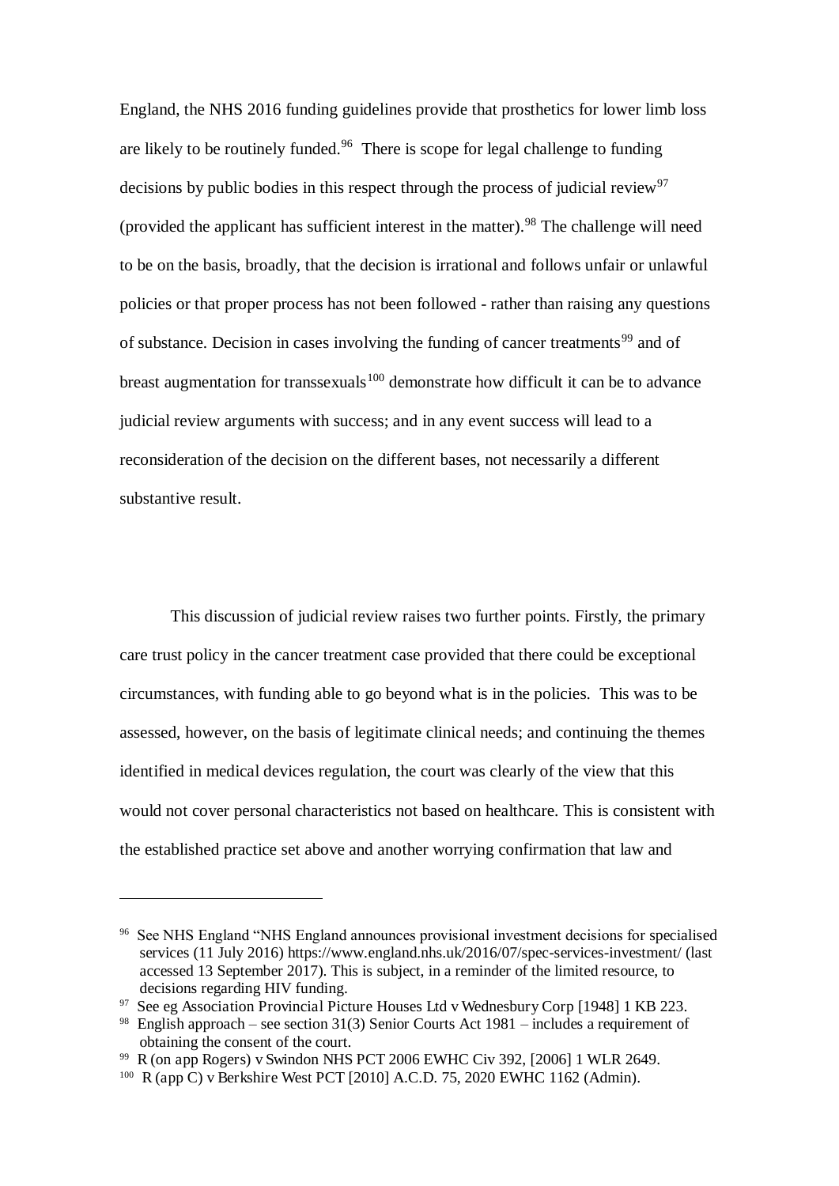England, the NHS 2016 funding guidelines provide that prosthetics for lower limb loss are likely to be routinely funded.[96] There is scope for legal challenge to funding decisions by public bodies in this respect through the process of judicial review[97] (provided the applicant has sufficient interest in the matter).[98] The challenge will need to be on the basis, broadly, that the decision is irrational and follows unfair or unlawful policies or that proper process has not been followed - rather than raising any questions of substance. Decision in cases involving the funding of cancer treatments[99] and of breast augmentation for transsexuals[100] demonstrate how difficult it can be to advance judicial review arguments with success; and in any event success will lead to a reconsideration of the decision on the different bases, not necessarily a different substantive result.

This discussion of judicial review raises two further points. Firstly, the primary care trust policy in the cancer treatment case provided that there could be exceptional circumstances, with funding able to go beyond what is in the policies. This was to be assessed, however, on the basis of legitimate clinical needs; and continuing the themes identified in medical devices regulation, the court was clearly of the view that this would not cover personal characteristics not based on healthcare. This is consistent with the established practice set above and another worrying confirmation that law and

---

[96] See NHS England "NHS England announces provisional investment decisions for specialised services (11 July 2016) https://www.england.nhs.uk/2016/07/spec-services-investment/ (last accessed 13 September 2017). This is subject, in a reminder of the limited resource, to decisions regarding HIV funding.

[97] See eg Association Provincial Picture Houses Ltd v Wednesbury Corp [1948] 1 KB 223.

[98] English approach – see section 31(3) Senior Courts Act 1981 – includes a requirement of obtaining the consent of the court.

[99] R (on app Rogers) v Swindon NHS PCT 2006 EWHC Civ 392, [2006] 1 WLR 2649.

[100] R (app C) v Berkshire West PCT [2010] A.C.D. 75, 2020 EWHC 1162 (Admin).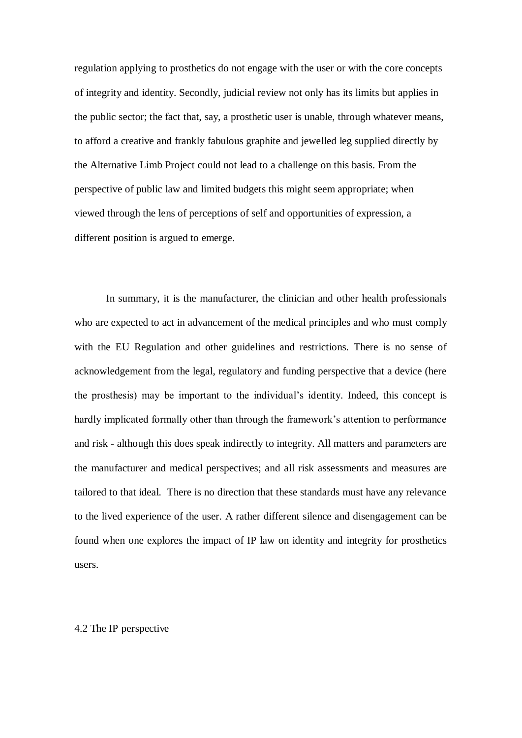regulation applying to prosthetics do not engage with the user or with the core concepts of integrity and identity. Secondly, judicial review not only has its limits but applies in the public sector; the fact that, say, a prosthetic user is unable, through whatever means, to afford a creative and frankly fabulous graphite and jewelled leg supplied directly by the Alternative Limb Project could not lead to a challenge on this basis. From the perspective of public law and limited budgets this might seem appropriate; when viewed through the lens of perceptions of self and opportunities of expression, a different position is argued to emerge.

In summary, it is the manufacturer, the clinician and other health professionals who are expected to act in advancement of the medical principles and who must comply with the EU Regulation and other guidelines and restrictions. There is no sense of acknowledgement from the legal, regulatory and funding perspective that a device (here the prosthesis) may be important to the individual's identity. Indeed, this concept is hardly implicated formally other than through the framework's attention to performance and risk - although this does speak indirectly to integrity. All matters and parameters are the manufacturer and medical perspectives; and all risk assessments and measures are tailored to that ideal. There is no direction that these standards must have any relevance to the lived experience of the user. A rather different silence and disengagement can be found when one explores the impact of IP law on identity and integrity for prosthetics users.

### 4.2 The IP perspective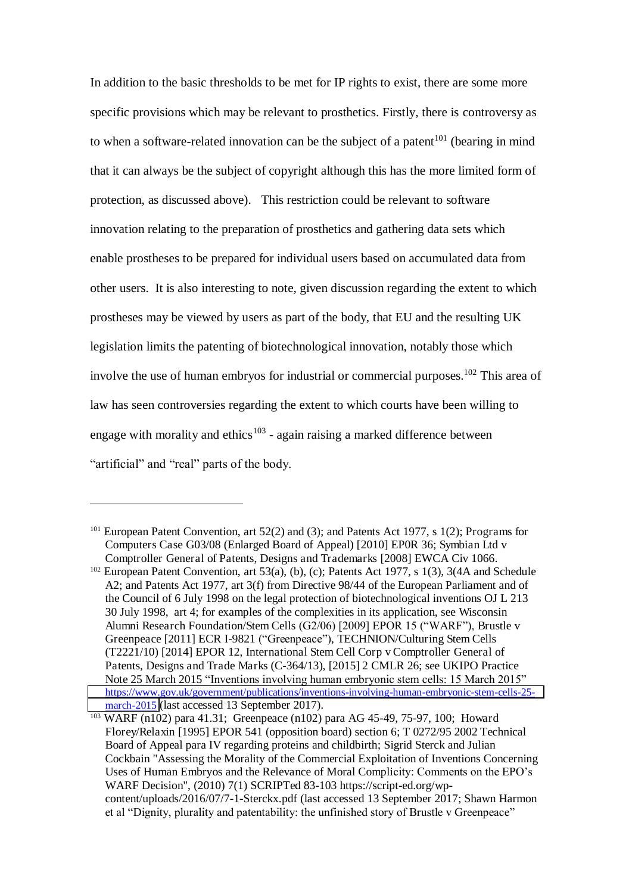In addition to the basic thresholds to be met for IP rights to exist, there are some more specific provisions which may be relevant to prosthetics. Firstly, there is controversy as to when a software-related innovation can be the subject of a patent[101] (bearing in mind that it can always be the subject of copyright although this has the more limited form of protection, as discussed above). This restriction could be relevant to software innovation relating to the preparation of prosthetics and gathering data sets which enable prostheses to be prepared for individual users based on accumulated data from other users. It is also interesting to note, given discussion regarding the extent to which prostheses may be viewed by users as part of the body, that EU and the resulting UK legislation limits the patenting of biotechnological innovation, notably those which involve the use of human embryos for industrial or commercial purposes.[102] This area of law has seen controversies regarding the extent to which courts have been willing to engage with morality and ethics[103] - again raising a marked difference between "artificial" and "real" parts of the body.

---

[101] European Patent Convention, art 52(2) and (3); and Patents Act 1977, s 1(2); Programs for Computers Case G03/08 (Enlarged Board of Appeal) [2010] EP0R 36; Symbian Ltd v Comptroller General of Patents, Designs and Trademarks [2008] EWCA Civ 1066.

[102] European Patent Convention, art 53(a), (b), (c); Patents Act 1977, s 1(3), 3(4A and Schedule A2; and Patents Act 1977, art 3(f) from Directive 98/44 of the European Parliament and of the Council of 6 July 1998 on the legal protection of biotechnological inventions OJ L 213 30 July 1998, art 4; for examples of the complexities in its application, see Wisconsin Alumni Research Foundation/Stem Cells (G2/06) [2009] EPOR 15 ("WARF"), Brustle v Greenpeace [2011] ECR I-9821 ("Greenpeace"), TECHNION/Culturing Stem Cells (T2221/10) [2014] EPOR 12, International Stem Cell Corp v Comptroller General of Patents, Designs and Trade Marks (C-364/13), [2015] 2 CMLR 26; see UKIPO Practice Note 25 March 2015 "Inventions involving human embryonic stem cells: 15 March 2015" https://www.gov.uk/government/publications/inventions-involving-human-embryonic-stem-cells-25-march-2015 (last accessed 13 September 2017).

[103] WARF (n102) para 41.31; Greenpeace (n102) para AG 45-49, 75-97, 100; Howard Florey/Relaxin [1995] EPOR 541 (opposition board) section 6; T 0272/95 2002 Technical Board of Appeal para IV regarding proteins and childbirth; Sigrid Sterck and Julian Cockbain "Assessing the Morality of the Commercial Exploitation of Inventions Concerning Uses of Human Embryos and the Relevance of Moral Complicity: Comments on the EPO's WARF Decision", (2010) 7(1) SCRIPTed 83-103 https://script-ed.org/wp-content/uploads/2016/07/7-1-Sterckx.pdf (last accessed 13 September 2017; Shawn Harmon et al "Dignity, plurality and patentability: the unfinished story of Brustle v Greenpeace"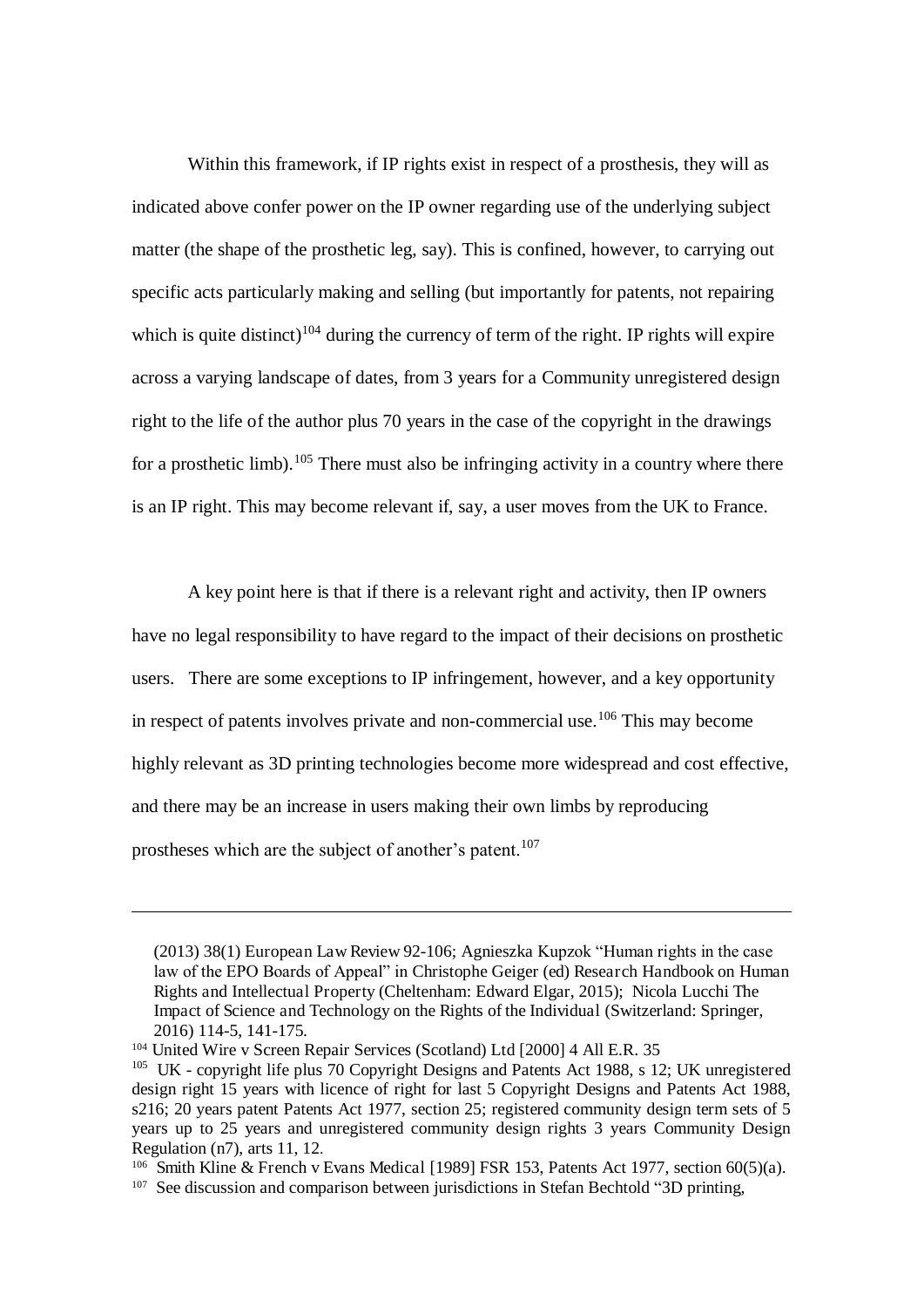Within this framework, if IP rights exist in respect of a prosthesis, they will as indicated above confer power on the IP owner regarding use of the underlying subject matter (the shape of the prosthetic leg, say). This is confined, however, to carrying out specific acts particularly making and selling (but importantly for patents, not repairing which is quite distinct)[104] during the currency of term of the right. IP rights will expire across a varying landscape of dates, from 3 years for a Community unregistered design right to the life of the author plus 70 years in the case of the copyright in the drawings for a prosthetic limb).[105] There must also be infringing activity in a country where there is an IP right. This may become relevant if, say, a user moves from the UK to France.

A key point here is that if there is a relevant right and activity, then IP owners have no legal responsibility to have regard to the impact of their decisions on prosthetic users. There are some exceptions to IP infringement, however, and a key opportunity in respect of patents involves private and non-commercial use.[106] This may become highly relevant as 3D printing technologies become more widespread and cost effective, and there may be an increase in users making their own limbs by reproducing prostheses which are the subject of another's patent.[107]

---

(2013) 38(1) European Law Review 92-106; Agnieszka Kupzok "Human rights in the case law of the EPO Boards of Appeal" in Christophe Geiger (ed) Research Handbook on Human Rights and Intellectual Property (Cheltenham: Edward Elgar, 2015); Nicola Lucchi The Impact of Science and Technology on the Rights of the Individual (Switzerland: Springer, 2016) 114-5, 141-175.

[104] United Wire v Screen Repair Services (Scotland) Ltd [2000] 4 All E.R. 35

[105] UK - copyright life plus 70 Copyright Designs and Patents Act 1988, s 12; UK unregistered design right 15 years with licence of right for last 5 Copyright Designs and Patents Act 1988, s216; 20 years patent Patents Act 1977, section 25; registered community design term sets of 5 years up to 25 years and unregistered community design rights 3 years Community Design Regulation (n7), arts 11, 12.

[106] Smith Kline & French v Evans Medical [1989] FSR 153, Patents Act 1977, section 60(5)(a).

[107] See discussion and comparison between jurisdictions in Stefan Bechtold "3D printing,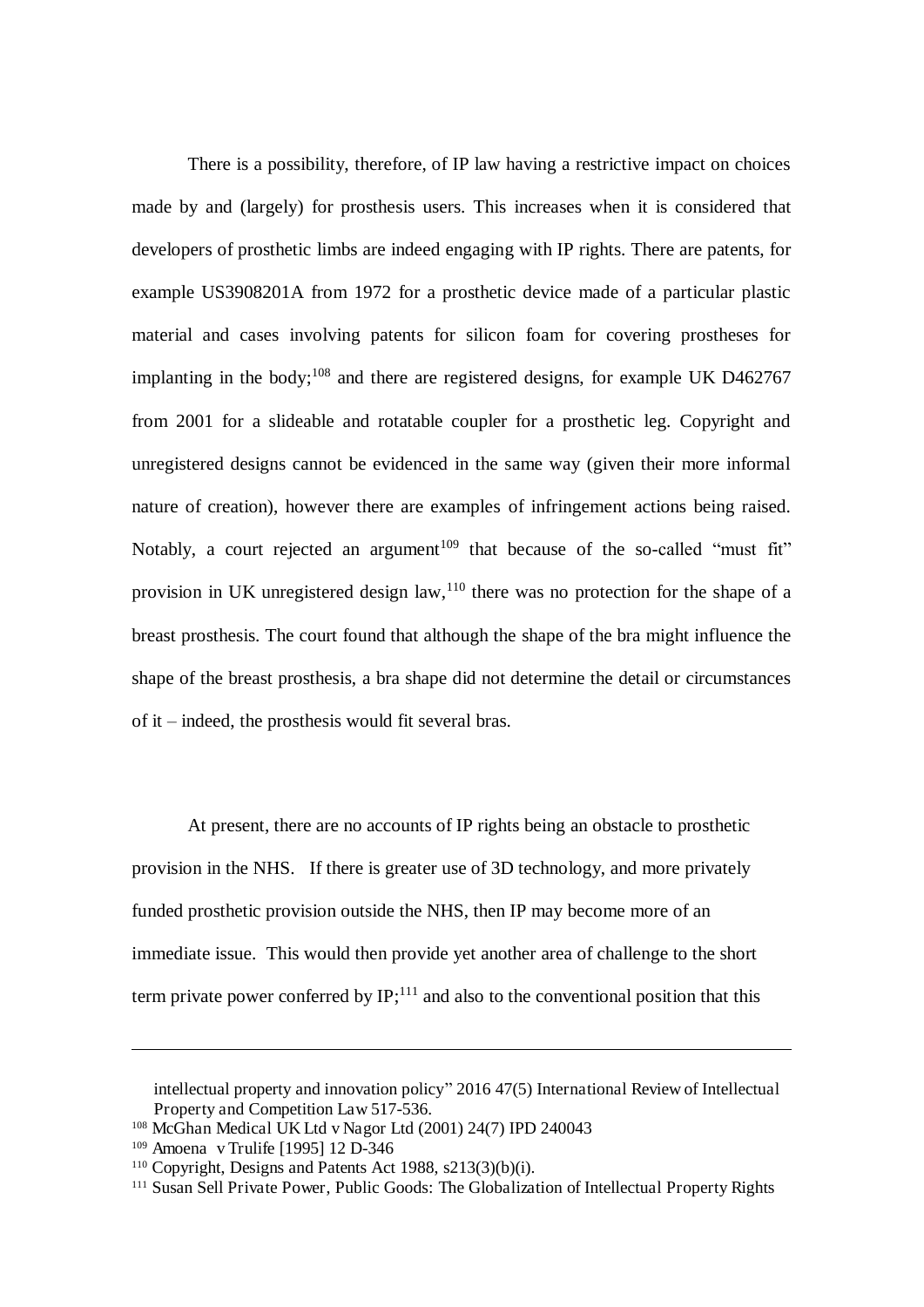There is a possibility, therefore, of IP law having a restrictive impact on choices made by and (largely) for prosthesis users. This increases when it is considered that developers of prosthetic limbs are indeed engaging with IP rights. There are patents, for example US3908201A from 1972 for a prosthetic device made of a particular plastic material and cases involving patents for silicon foam for covering prostheses for implanting in the body;[108] and there are registered designs, for example UK D462767 from 2001 for a slideable and rotatable coupler for a prosthetic leg. Copyright and unregistered designs cannot be evidenced in the same way (given their more informal nature of creation), however there are examples of infringement actions being raised. Notably, a court rejected an argument[109] that because of the so-called "must fit" provision in UK unregistered design law,[110] there was no protection for the shape of a breast prosthesis. The court found that although the shape of the bra might influence the shape of the breast prosthesis, a bra shape did not determine the detail or circumstances of it – indeed, the prosthesis would fit several bras.

At present, there are no accounts of IP rights being an obstacle to prosthetic provision in the NHS. If there is greater use of 3D technology, and more privately funded prosthetic provision outside the NHS, then IP may become more of an immediate issue. This would then provide yet another area of challenge to the short term private power conferred by IP;[111] and also to the conventional position that this

---

intellectual property and innovation policy" 2016 47(5) International Review of Intellectual Property and Competition Law 517-536.

[108] McGhan Medical UK Ltd v Nagor Ltd (2001) 24(7) IPD 240043

[109] Amoena v Trulife [1995] 12 D-346

[110] Copyright, Designs and Patents Act 1988, s213(3)(b)(i).

[111] Susan Sell Private Power, Public Goods: The Globalization of Intellectual Property Rights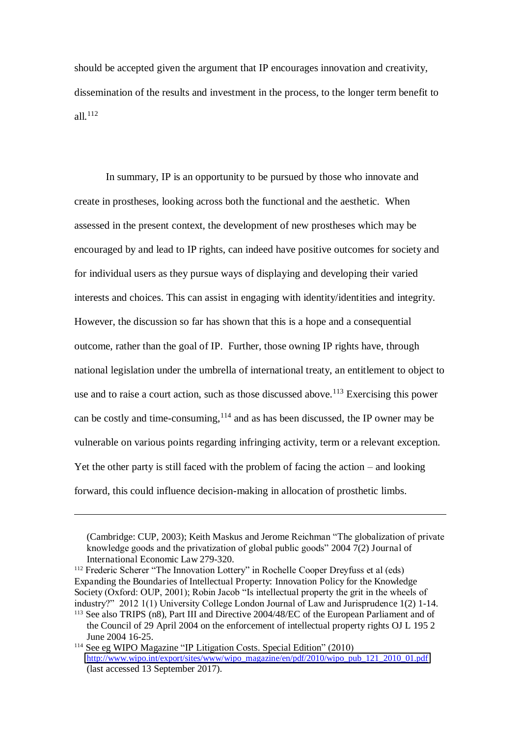should be accepted given the argument that IP encourages innovation and creativity, dissemination of the results and investment in the process, to the longer term benefit to all.[112]

In summary, IP is an opportunity to be pursued by those who innovate and create in prostheses, looking across both the functional and the aesthetic. When assessed in the present context, the development of new prostheses which may be encouraged by and lead to IP rights, can indeed have positive outcomes for society and for individual users as they pursue ways of displaying and developing their varied interests and choices. This can assist in engaging with identity/identities and integrity. However, the discussion so far has shown that this is a hope and a consequential outcome, rather than the goal of IP. Further, those owning IP rights have, through national legislation under the umbrella of international treaty, an entitlement to object to use and to raise a court action, such as those discussed above.[113] Exercising this power can be costly and time-consuming,[114] and as has been discussed, the IP owner may be vulnerable on various points regarding infringing activity, term or a relevant exception. Yet the other party is still faced with the problem of facing the action – and looking forward, this could influence decision-making in allocation of prosthetic limbs.

---

(Cambridge: CUP, 2003); Keith Maskus and Jerome Reichman "The globalization of private knowledge goods and the privatization of global public goods" 2004 7(2) Journal of International Economic Law 279-320.

[112] Frederic Scherer "The Innovation Lottery" in Rochelle Cooper Dreyfuss et al (eds) Expanding the Boundaries of Intellectual Property: Innovation Policy for the Knowledge Society (Oxford: OUP, 2001); Robin Jacob "Is intellectual property the grit in the wheels of industry?" 2012 1(1) University College London Journal of Law and Jurisprudence 1(2) 1-14.

[113] See also TRIPS (n8), Part III and Directive 2004/48/EC of the European Parliament and of the Council of 29 April 2004 on the enforcement of intellectual property rights OJ L 195 2 June 2004 16-25.

[114] See eg WIPO Magazine "IP Litigation Costs. Special Edition" (2010) http://www.wipo.int/export/sites/www/wipo_magazine/en/pdf/2010/wipo_pub_121_2010_01.pdf (last accessed 13 September 2017).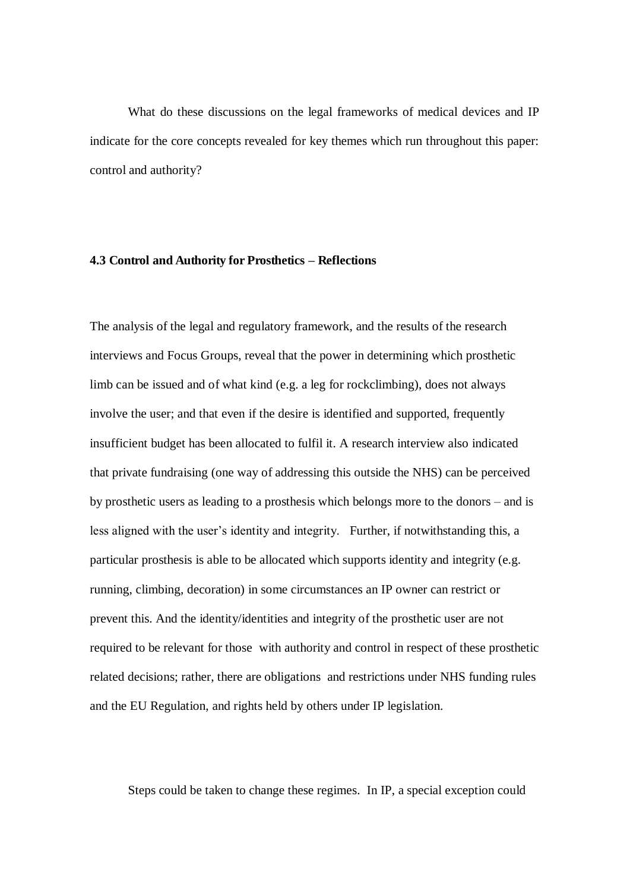What do these discussions on the legal frameworks of medical devices and IP indicate for the core concepts revealed for key themes which run throughout this paper: control and authority?

### 4.3 Control and Authority for Prosthetics – Reflections

The analysis of the legal and regulatory framework, and the results of the research interviews and Focus Groups, reveal that the power in determining which prosthetic limb can be issued and of what kind (e.g. a leg for rockclimbing), does not always involve the user; and that even if the desire is identified and supported, frequently insufficient budget has been allocated to fulfil it. A research interview also indicated that private fundraising (one way of addressing this outside the NHS) can be perceived by prosthetic users as leading to a prosthesis which belongs more to the donors – and is less aligned with the user's identity and integrity. Further, if notwithstanding this, a particular prosthesis is able to be allocated which supports identity and integrity (e.g. running, climbing, decoration) in some circumstances an IP owner can restrict or prevent this. And the identity/identities and integrity of the prosthetic user are not required to be relevant for those with authority and control in respect of these prosthetic related decisions; rather, there are obligations and restrictions under NHS funding rules and the EU Regulation, and rights held by others under IP legislation.

Steps could be taken to change these regimes. In IP, a special exception could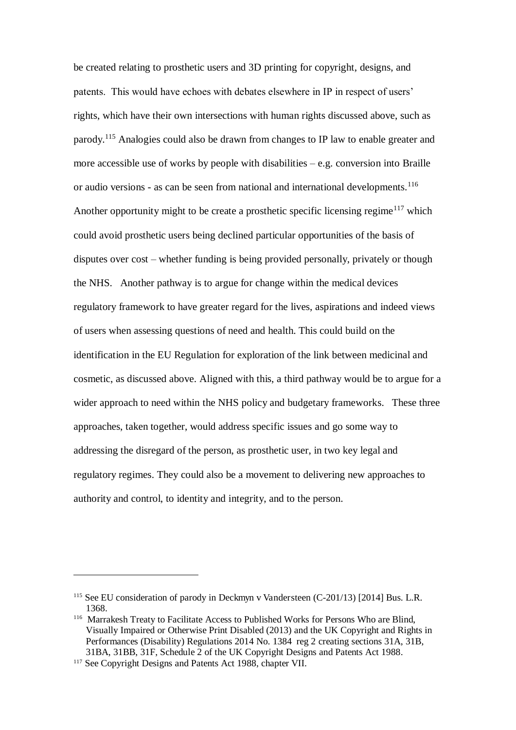be created relating to prosthetic users and 3D printing for copyright, designs, and patents. This would have echoes with debates elsewhere in IP in respect of users' rights, which have their own intersections with human rights discussed above, such as parody.[115] Analogies could also be drawn from changes to IP law to enable greater and more accessible use of works by people with disabilities – e.g. conversion into Braille or audio versions - as can be seen from national and international developments.[116] Another opportunity might to be create a prosthetic specific licensing regime[117] which could avoid prosthetic users being declined particular opportunities of the basis of disputes over cost – whether funding is being provided personally, privately or though the NHS. Another pathway is to argue for change within the medical devices regulatory framework to have greater regard for the lives, aspirations and indeed views of users when assessing questions of need and health. This could build on the identification in the EU Regulation for exploration of the link between medicinal and cosmetic, as discussed above. Aligned with this, a third pathway would be to argue for a wider approach to need within the NHS policy and budgetary frameworks. These three approaches, taken together, would address specific issues and go some way to addressing the disregard of the person, as prosthetic user, in two key legal and regulatory regimes. They could also be a movement to delivering new approaches to authority and control, to identity and integrity, and to the person.

---

[115] See EU consideration of parody in Deckmyn v Vandersteen (C-201/13) [2014] Bus. L.R. 1368.

[116] Marrakesh Treaty to Facilitate Access to Published Works for Persons Who are Blind, Visually Impaired or Otherwise Print Disabled (2013) and the UK Copyright and Rights in Performances (Disability) Regulations 2014 No. 1384 reg 2 creating sections 31A, 31B, 31BA, 31BB, 31F, Schedule 2 of the UK Copyright Designs and Patents Act 1988.

[117] See Copyright Designs and Patents Act 1988, chapter VII.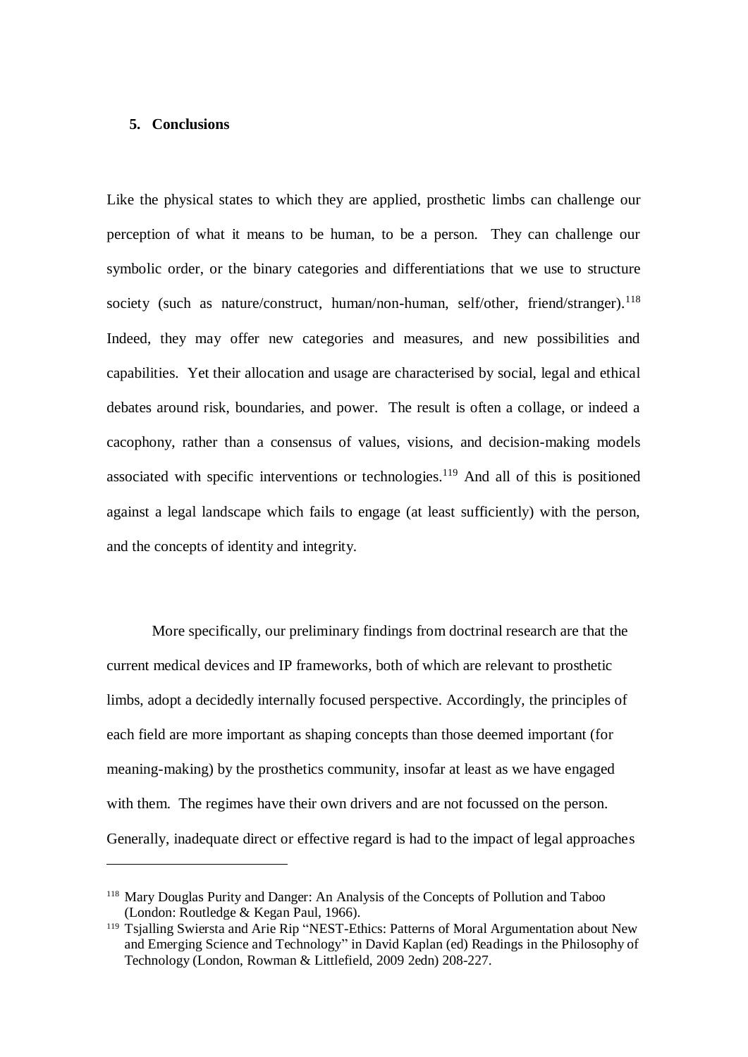## 5. Conclusions

Like the physical states to which they are applied, prosthetic limbs can challenge our perception of what it means to be human, to be a person. They can challenge our symbolic order, or the binary categories and differentiations that we use to structure society (such as nature/construct, human/non-human, self/other, friend/stranger).[118] Indeed, they may offer new categories and measures, and new possibilities and capabilities. Yet their allocation and usage are characterised by social, legal and ethical debates around risk, boundaries, and power. The result is often a collage, or indeed a cacophony, rather than a consensus of values, visions, and decision-making models associated with specific interventions or technologies.[119] And all of this is positioned against a legal landscape which fails to engage (at least sufficiently) with the person, and the concepts of identity and integrity.

More specifically, our preliminary findings from doctrinal research are that the current medical devices and IP frameworks, both of which are relevant to prosthetic limbs, adopt a decidedly internally focused perspective. Accordingly, the principles of each field are more important as shaping concepts than those deemed important (for meaning-making) by the prosthetics community, insofar at least as we have engaged with them. The regimes have their own drivers and are not focussed on the person. Generally, inadequate direct or effective regard is had to the impact of legal approaches

---

[118] Mary Douglas Purity and Danger: An Analysis of the Concepts of Pollution and Taboo (London: Routledge & Kegan Paul, 1966).

[119] Tsjalling Swiersta and Arie Rip "NEST-Ethics: Patterns of Moral Argumentation about New and Emerging Science and Technology" in David Kaplan (ed) Readings in the Philosophy of Technology (London, Rowman & Littlefield, 2009 2edn) 208-227.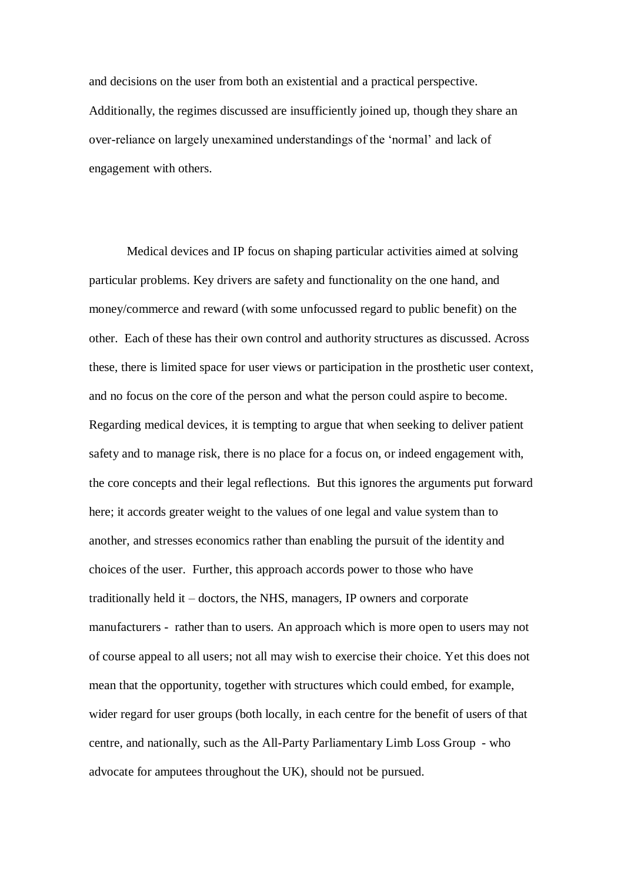and decisions on the user from both an existential and a practical perspective. Additionally, the regimes discussed are insufficiently joined up, though they share an over-reliance on largely unexamined understandings of the 'normal' and lack of engagement with others.

Medical devices and IP focus on shaping particular activities aimed at solving particular problems. Key drivers are safety and functionality on the one hand, and money/commerce and reward (with some unfocussed regard to public benefit) on the other. Each of these has their own control and authority structures as discussed. Across these, there is limited space for user views or participation in the prosthetic user context, and no focus on the core of the person and what the person could aspire to become. Regarding medical devices, it is tempting to argue that when seeking to deliver patient safety and to manage risk, there is no place for a focus on, or indeed engagement with, the core concepts and their legal reflections. But this ignores the arguments put forward here; it accords greater weight to the values of one legal and value system than to another, and stresses economics rather than enabling the pursuit of the identity and choices of the user. Further, this approach accords power to those who have traditionally held it – doctors, the NHS, managers, IP owners and corporate manufacturers - rather than to users. An approach which is more open to users may not of course appeal to all users; not all may wish to exercise their choice. Yet this does not mean that the opportunity, together with structures which could embed, for example, wider regard for user groups (both locally, in each centre for the benefit of users of that centre, and nationally, such as the All-Party Parliamentary Limb Loss Group - who advocate for amputees throughout the UK), should not be pursued.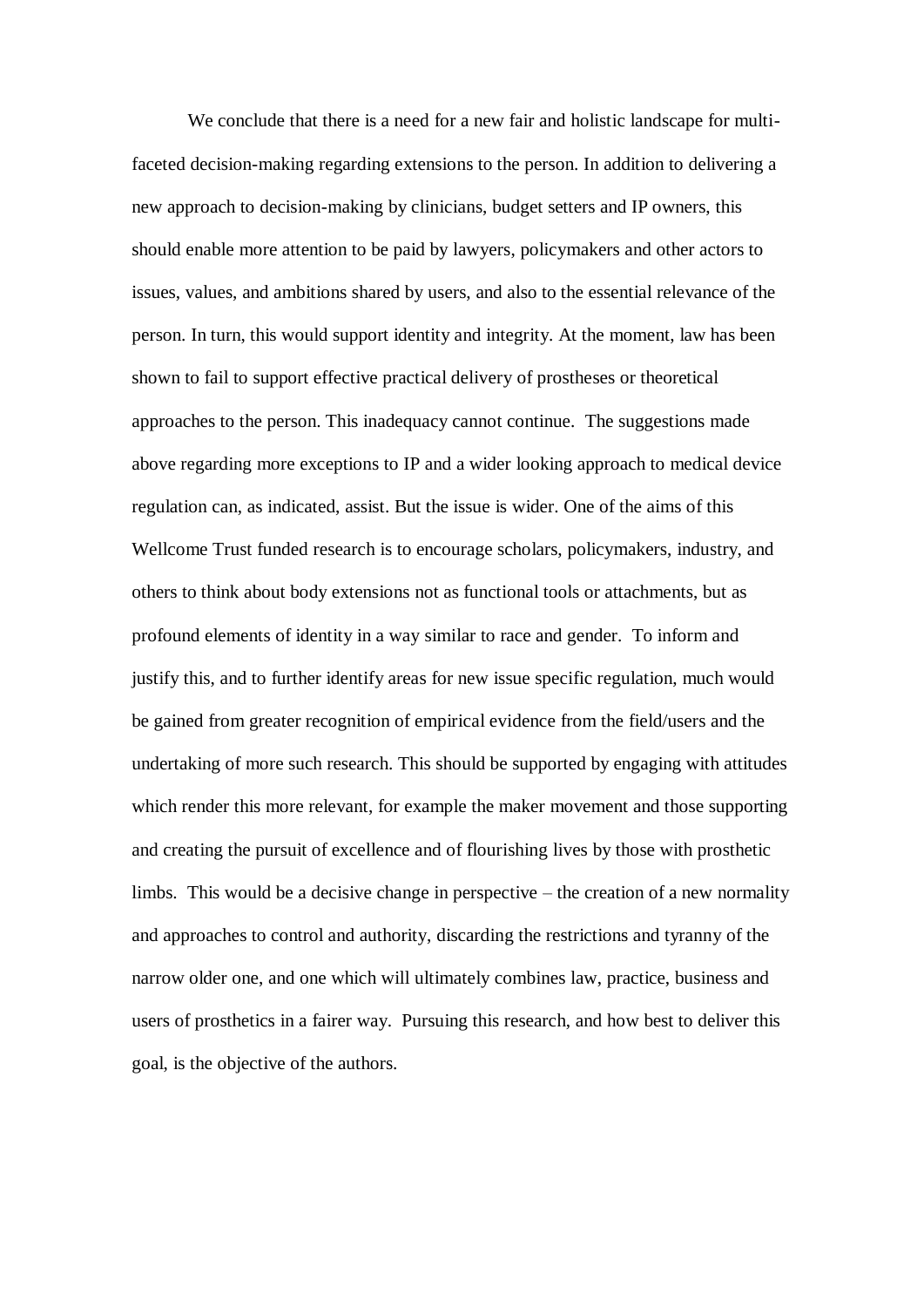We conclude that there is a need for a new fair and holistic landscape for multi-faceted decision-making regarding extensions to the person. In addition to delivering a new approach to decision-making by clinicians, budget setters and IP owners, this should enable more attention to be paid by lawyers, policymakers and other actors to issues, values, and ambitions shared by users, and also to the essential relevance of the person. In turn, this would support identity and integrity. At the moment, law has been shown to fail to support effective practical delivery of prostheses or theoretical approaches to the person. This inadequacy cannot continue. The suggestions made above regarding more exceptions to IP and a wider looking approach to medical device regulation can, as indicated, assist. But the issue is wider. One of the aims of this Wellcome Trust funded research is to encourage scholars, policymakers, industry, and others to think about body extensions not as functional tools or attachments, but as profound elements of identity in a way similar to race and gender. To inform and justify this, and to further identify areas for new issue specific regulation, much would be gained from greater recognition of empirical evidence from the field/users and the undertaking of more such research. This should be supported by engaging with attitudes which render this more relevant, for example the maker movement and those supporting and creating the pursuit of excellence and of flourishing lives by those with prosthetic limbs. This would be a decisive change in perspective – the creation of a new normality and approaches to control and authority, discarding the restrictions and tyranny of the narrow older one, and one which will ultimately combines law, practice, business and users of prosthetics in a fairer way. Pursuing this research, and how best to deliver this goal, is the objective of the authors.